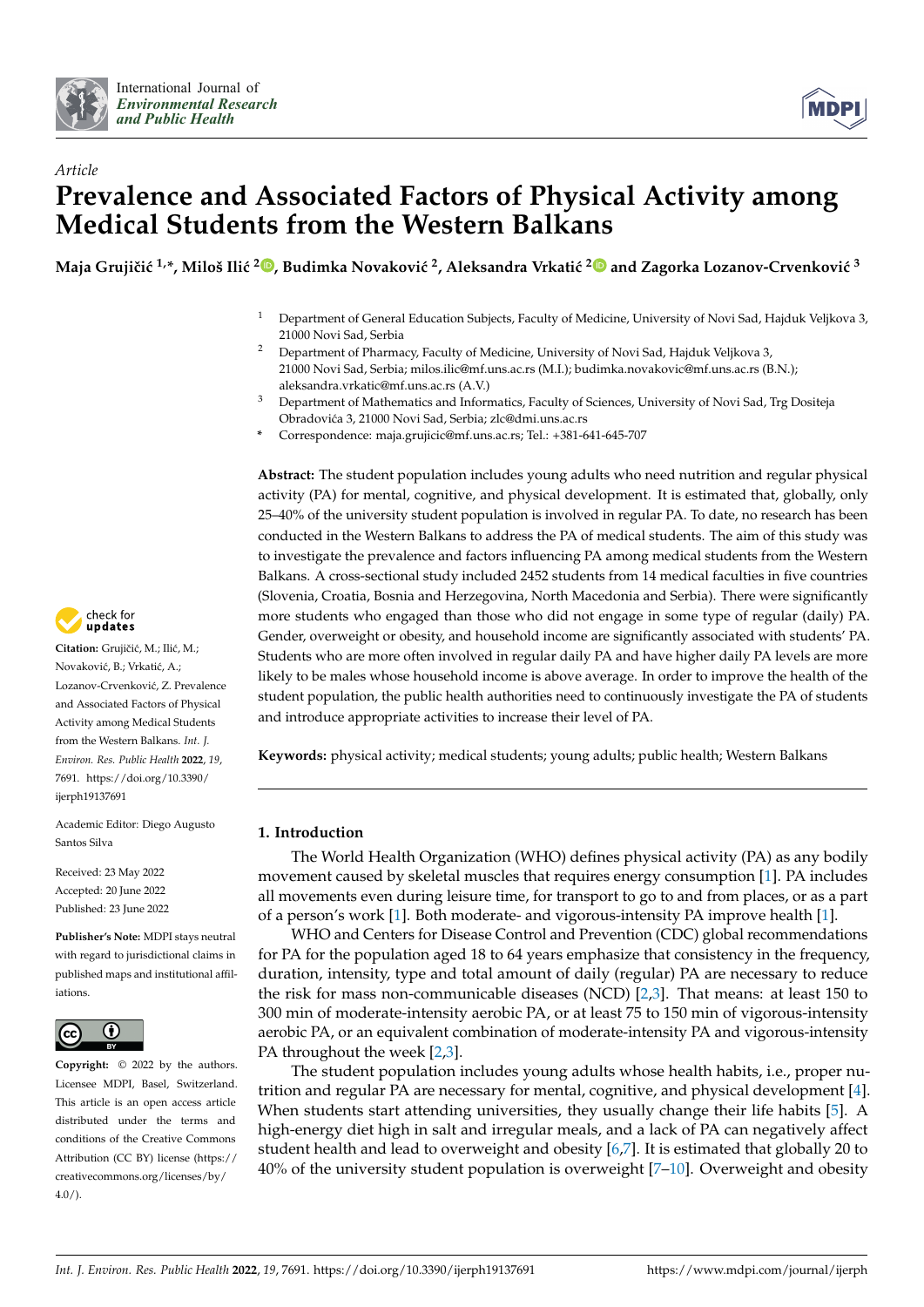*Article*

# Prevalence and Associated Factors of Physical Activity among Medical Students from the Western Balkans

**Maja Grujičić [1,*], Miloš Ilić [2], Budimka Novaković [2], Aleksandra Vrkatić [2] and Zagorka Lozanov-Crvenković [3]**

[1] Department of General Education Subjects, Faculty of Medicine, University of Novi Sad, Hajduk Veljkova 3, 21000 Novi Sad, Serbia

[2] Department of Pharmacy, Faculty of Medicine, University of Novi Sad, Hajduk Veljkova 3, 21000 Novi Sad, Serbia; milos.ilic@mf.uns.ac.rs (M.I.); budimka.novakovic@mf.uns.ac.rs (B.N.); aleksandra.vrkatic@mf.uns.ac.rs (A.V.)

[3] Department of Mathematics and Informatics, Faculty of Sciences, University of Novi Sad, Trg Dositeja Obradovića 3, 21000 Novi Sad, Serbia; zlc@dmi.uns.ac.rs

\* Correspondence: maja.grujicic@mf.uns.ac.rs; Tel.: +381-641-645-707

**Citation:** Grujičić, M.; Ilić, M.; Novaković, B.; Vrkatić, A.; Lozanov-Crvenković, Z. Prevalence and Associated Factors of Physical Activity among Medical Students from the Western Balkans. *Int. J. Environ. Res. Public Health* **2022**, *19*, 7691. https://doi.org/10.3390/ijerph19137691

Academic Editor: Diego Augusto Santos Silva

Received: 23 May 2022
Accepted: 20 June 2022
Published: 23 June 2022

**Publisher's Note:** MDPI stays neutral with regard to jurisdictional claims in published maps and institutional affiliations.

**Copyright:** © 2022 by the authors. Licensee MDPI, Basel, Switzerland. This article is an open access article distributed under the terms and conditions of the Creative Commons Attribution (CC BY) license (https://creativecommons.org/licenses/by/4.0/).

**Abstract:** The student population includes young adults who need nutrition and regular physical activity (PA) for mental, cognitive, and physical development. It is estimated that, globally, only 25–40% of the university student population is involved in regular PA. To date, no research has been conducted in the Western Balkans to address the PA of medical students. The aim of this study was to investigate the prevalence and factors influencing PA among medical students from the Western Balkans. A cross-sectional study included 2452 students from 14 medical faculties in five countries (Slovenia, Croatia, Bosnia and Herzegovina, North Macedonia and Serbia). There were significantly more students who engaged than those who did not engage in some type of regular (daily) PA. Gender, overweight or obesity, and household income are significantly associated with students' PA. Students who are more often involved in regular daily PA and have higher daily PA levels are more likely to be males whose household income is above average. In order to improve the health of the student population, the public health authorities need to continuously investigate the PA of students and introduce appropriate activities to increase their level of PA.

**Keywords:** physical activity; medical students; young adults; public health; Western Balkans

## 1. Introduction

The World Health Organization (WHO) defines physical activity (PA) as any bodily movement caused by skeletal muscles that requires energy consumption [1]. PA includes all movements even during leisure time, for transport to go to and from places, or as a part of a person's work [1]. Both moderate- and vigorous-intensity PA improve health [1].

WHO and Centers for Disease Control and Prevention (CDC) global recommendations for PA for the population aged 18 to 64 years emphasize that consistency in the frequency, duration, intensity, type and total amount of daily (regular) PA are necessary to reduce the risk for mass non-communicable diseases (NCD) [2,3]. That means: at least 150 to 300 min of moderate-intensity aerobic PA, or at least 75 to 150 min of vigorous-intensity aerobic PA, or an equivalent combination of moderate-intensity PA and vigorous-intensity PA throughout the week [2,3].

The student population includes young adults whose health habits, i.e., proper nutrition and regular PA are necessary for mental, cognitive, and physical development [4]. When students start attending universities, they usually change their life habits [5]. A high-energy diet high in salt and irregular meals, and a lack of PA can negatively affect student health and lead to overweight and obesity [6,7]. It is estimated that globally 20 to 40% of the university student population is overweight [7–10]. Overweight and obesity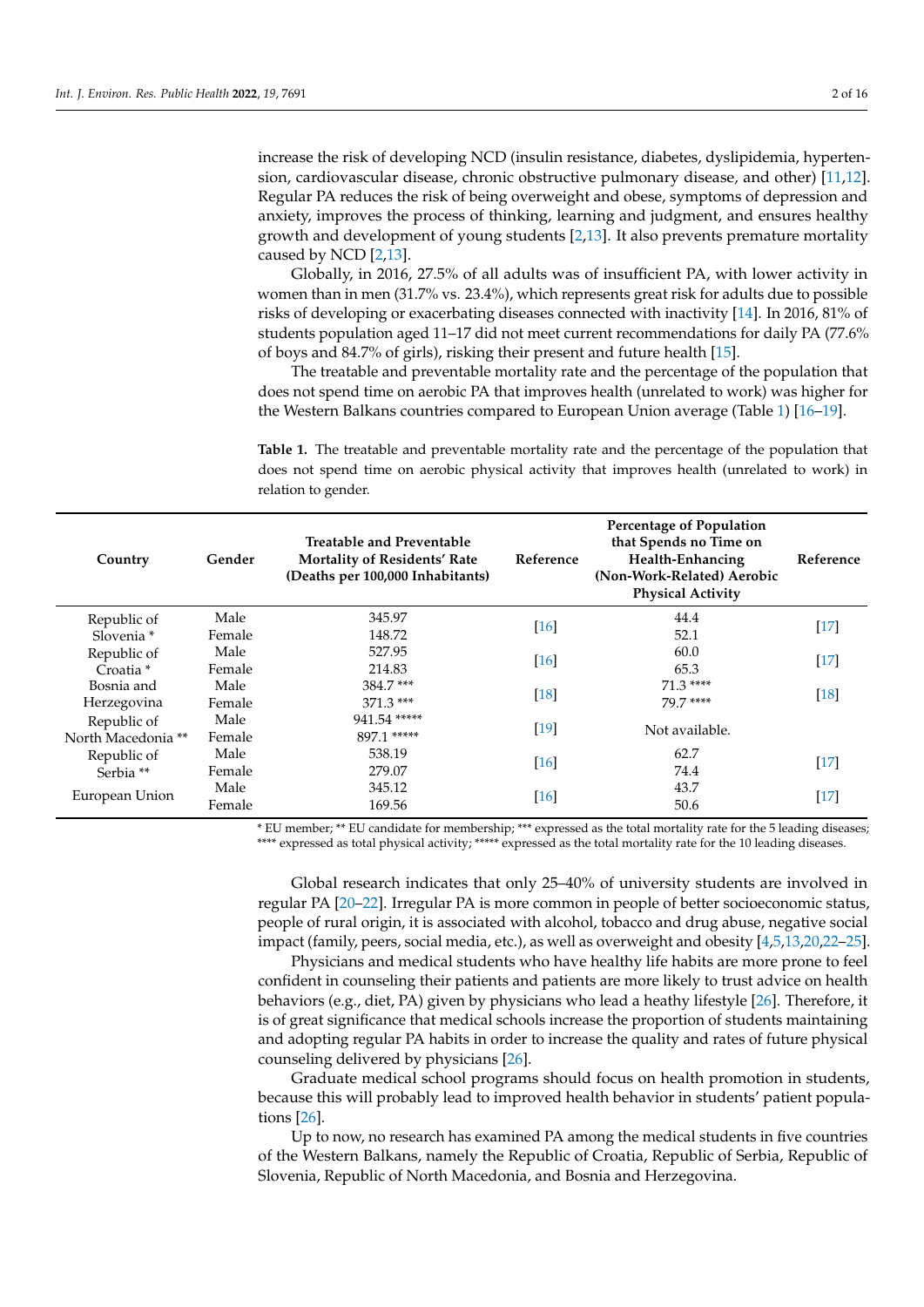increase the risk of developing NCD (insulin resistance, diabetes, dyslipidemia, hypertension, cardiovascular disease, chronic obstructive pulmonary disease, and other) [11,12]. Regular PA reduces the risk of being overweight and obese, symptoms of depression and anxiety, improves the process of thinking, learning and judgment, and ensures healthy growth and development of young students [2,13]. It also prevents premature mortality caused by NCD [2,13].

Globally, in 2016, 27.5% of all adults was of insufficient PA, with lower activity in women than in men (31.7% vs. 23.4%), which represents great risk for adults due to possible risks of developing or exacerbating diseases connected with inactivity [14]. In 2016, 81% of students population aged 11–17 did not meet current recommendations for daily PA (77.6% of boys and 84.7% of girls), risking their present and future health [15].

The treatable and preventable mortality rate and the percentage of the population that does not spend time on aerobic PA that improves health (unrelated to work) was higher for the Western Balkans countries compared to European Union average (Table 1) [16–19].

**Table 1.** The treatable and preventable mortality rate and the percentage of the population that does not spend time on aerobic physical activity that improves health (unrelated to work) in relation to gender.

| Country | Gender | Treatable and Preventable Mortality of Residents' Rate (Deaths per 100,000 Inhabitants) | Reference | Percentage of Population that Spends no Time on Health-Enhancing (Non-Work-Related) Aerobic Physical Activity | Reference |
|---|---|---|---|---|---|
| Republic of Slovenia * | Male | 345.97 | [16] | 44.4 | [17] |
| | Female | 148.72 | | 52.1 | |
| Republic of Croatia * | Male | 527.95 | [16] | 60.0 | [17] |
| | Female | 214.83 | | 65.3 | |
| Bosnia and Herzegovina | Male | 384.7 *** | [18] | 71.3 **** | [18] |
| | Female | 371.3 *** | | 79.7 **** | |
| Republic of North Macedonia ** | Male | 941.54 ***** | [19] | Not available. | |
| | Female | 897.1 ***** | | | |
| Republic of Serbia ** | Male | 538.19 | [16] | 62.7 | [17] |
| | Female | 279.07 | | 74.4 | |
| European Union | Male | 345.12 | [16] | 43.7 | [17] |
| | Female | 169.56 | | 50.6 | |

\* EU member; ** EU candidate for membership; *** expressed as the total mortality rate for the 5 leading diseases; **** expressed as total physical activity; ***** expressed as the total mortality rate for the 10 leading diseases.

Global research indicates that only 25–40% of university students are involved in regular PA [20–22]. Irregular PA is more common in people of better socioeconomic status, people of rural origin, it is associated with alcohol, tobacco and drug abuse, negative social impact (family, peers, social media, etc.), as well as overweight and obesity [4,5,13,20,22–25].

Physicians and medical students who have healthy life habits are more prone to feel confident in counseling their patients and patients are more likely to trust advice on health behaviors (e.g., diet, PA) given by physicians who lead a heathy lifestyle [26]. Therefore, it is of great significance that medical schools increase the proportion of students maintaining and adopting regular PA habits in order to increase the quality and rates of future physical counseling delivered by physicians [26].

Graduate medical school programs should focus on health promotion in students, because this will probably lead to improved health behavior in students' patient populations [26].

Up to now, no research has examined PA among the medical students in five countries of the Western Balkans, namely the Republic of Croatia, Republic of Serbia, Republic of Slovenia, Republic of North Macedonia, and Bosnia and Herzegovina.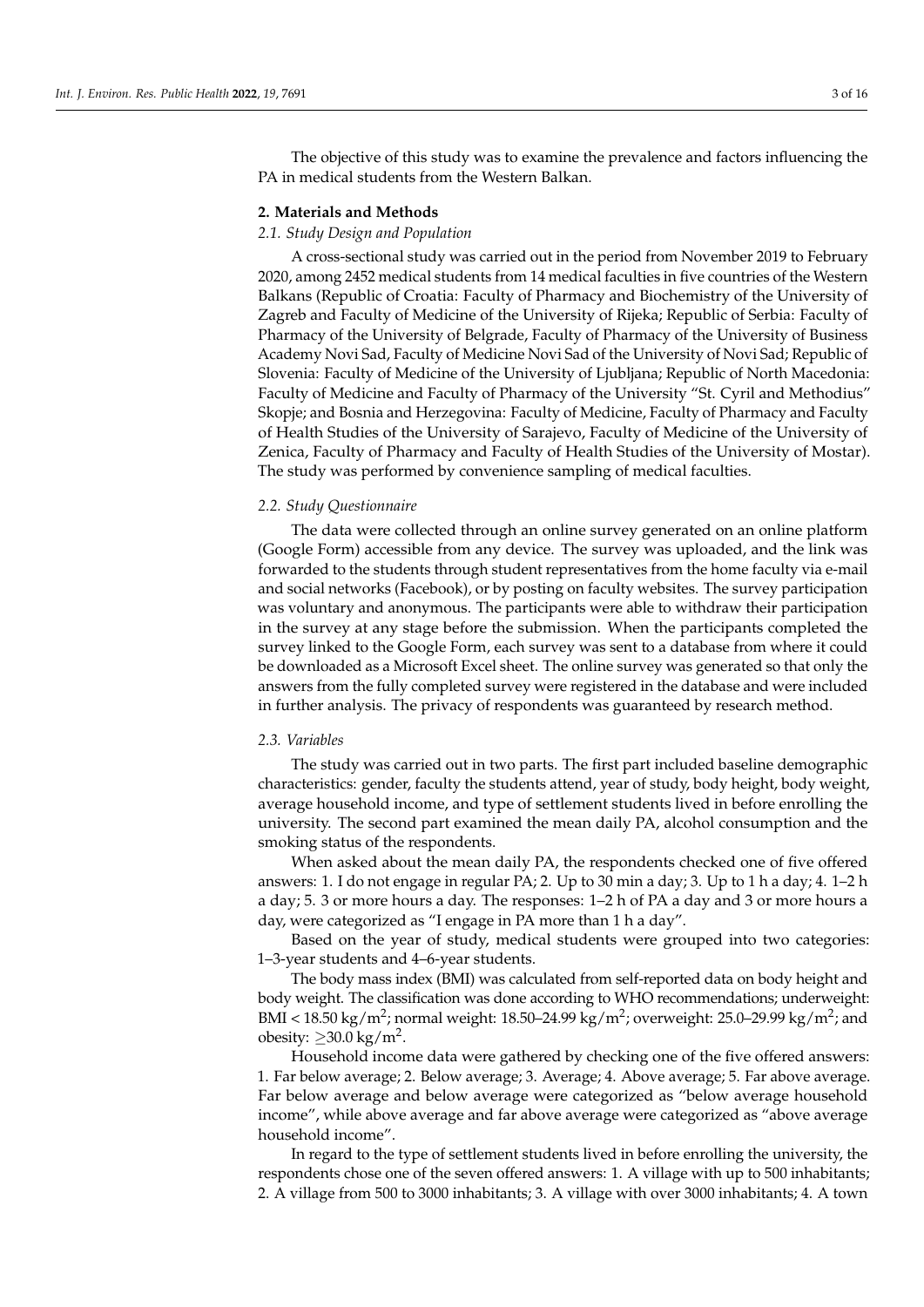The objective of this study was to examine the prevalence and factors influencing the PA in medical students from the Western Balkan.

## 2. Materials and Methods

### *2.1. Study Design and Population*

A cross-sectional study was carried out in the period from November 2019 to February 2020, among 2452 medical students from 14 medical faculties in five countries of the Western Balkans (Republic of Croatia: Faculty of Pharmacy and Biochemistry of the University of Zagreb and Faculty of Medicine of the University of Rijeka; Republic of Serbia: Faculty of Pharmacy of the University of Belgrade, Faculty of Pharmacy of the University of Business Academy Novi Sad, Faculty of Medicine Novi Sad of the University of Novi Sad; Republic of Slovenia: Faculty of Medicine of the University of Ljubljana; Republic of North Macedonia: Faculty of Medicine and Faculty of Pharmacy of the University "St. Cyril and Methodius" Skopje; and Bosnia and Herzegovina: Faculty of Medicine, Faculty of Pharmacy and Faculty of Health Studies of the University of Sarajevo, Faculty of Medicine of the University of Zenica, Faculty of Pharmacy and Faculty of Health Studies of the University of Mostar). The study was performed by convenience sampling of medical faculties.

### *2.2. Study Questionnaire*

The data were collected through an online survey generated on an online platform (Google Form) accessible from any device. The survey was uploaded, and the link was forwarded to the students through student representatives from the home faculty via e-mail and social networks (Facebook), or by posting on faculty websites. The survey participation was voluntary and anonymous. The participants were able to withdraw their participation in the survey at any stage before the submission. When the participants completed the survey linked to the Google Form, each survey was sent to a database from where it could be downloaded as a Microsoft Excel sheet. The online survey was generated so that only the answers from the fully completed survey were registered in the database and were included in further analysis. The privacy of respondents was guaranteed by research method.

### *2.3. Variables*

The study was carried out in two parts. The first part included baseline demographic characteristics: gender, faculty the students attend, year of study, body height, body weight, average household income, and type of settlement students lived in before enrolling the university. The second part examined the mean daily PA, alcohol consumption and the smoking status of the respondents.

When asked about the mean daily PA, the respondents checked one of five offered answers: 1. I do not engage in regular PA; 2. Up to 30 min a day; 3. Up to 1 h a day; 4. 1–2 h a day; 5. 3 or more hours a day. The responses: 1–2 h of PA a day and 3 or more hours a day, were categorized as "I engage in PA more than 1 h a day".

Based on the year of study, medical students were grouped into two categories: 1–3-year students and 4–6-year students.

The body mass index (BMI) was calculated from self-reported data on body height and body weight. The classification was done according to WHO recommendations; underweight: BMI < 18.50 $kg/m^2$; normal weight: 18.50–24.99 $kg/m^2$; overweight: 25.0–29.99 $kg/m^2$; and obesity: $\geq$30.0 $kg/m^2$.

Household income data were gathered by checking one of the five offered answers: 1. Far below average; 2. Below average; 3. Average; 4. Above average; 5. Far above average. Far below average and below average were categorized as "below average household income", while above average and far above average were categorized as "above average household income".

In regard to the type of settlement students lived in before enrolling the university, the respondents chose one of the seven offered answers: 1. A village with up to 500 inhabitants; 2. A village from 500 to 3000 inhabitants; 3. A village with over 3000 inhabitants; 4. A town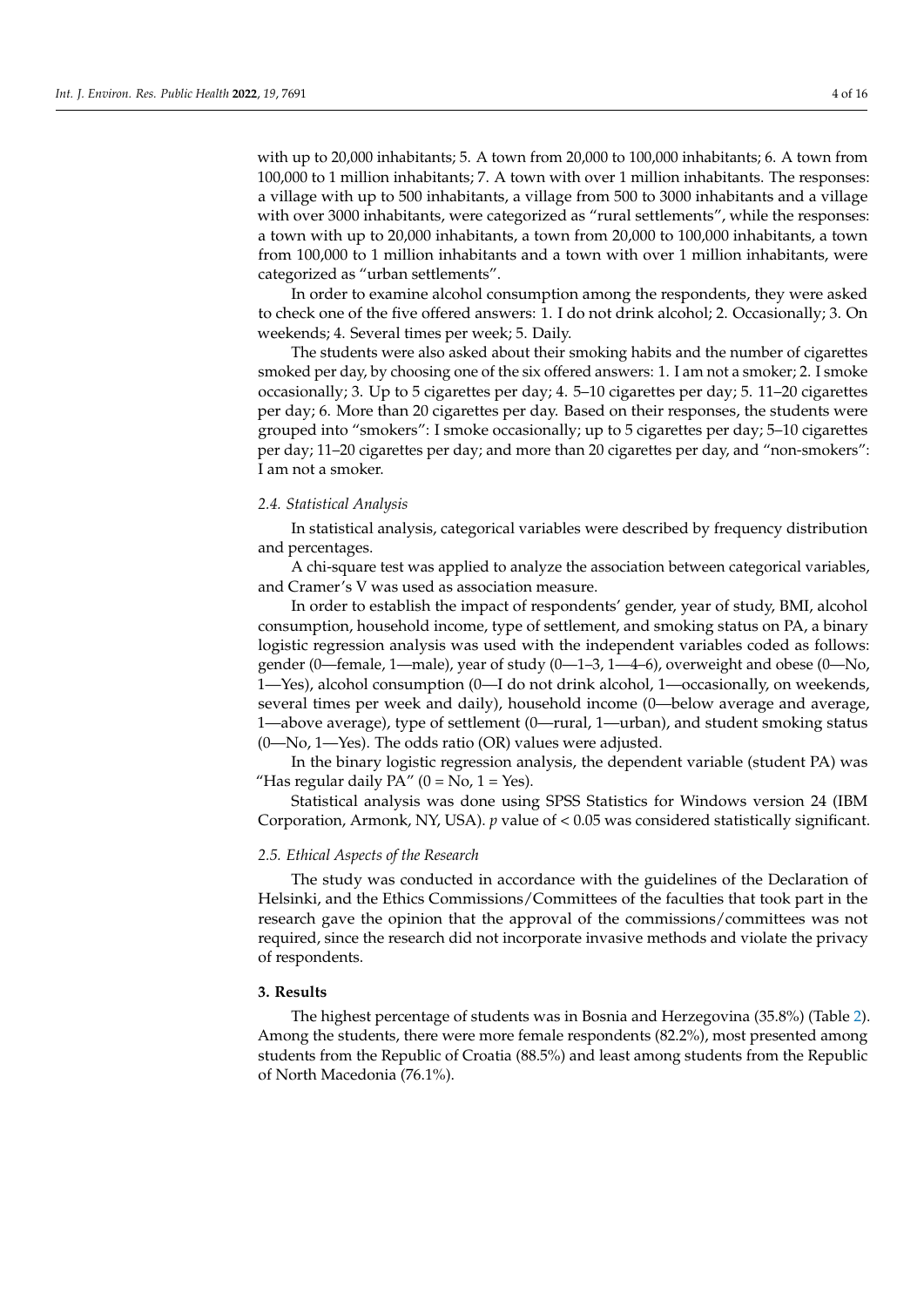with up to 20,000 inhabitants; 5. A town from 20,000 to 100,000 inhabitants; 6. A town from 100,000 to 1 million inhabitants; 7. A town with over 1 million inhabitants. The responses: a village with up to 500 inhabitants, a village from 500 to 3000 inhabitants and a village with over 3000 inhabitants, were categorized as "rural settlements", while the responses: a town with up to 20,000 inhabitants, a town from 20,000 to 100,000 inhabitants, a town from 100,000 to 1 million inhabitants and a town with over 1 million inhabitants, were categorized as "urban settlements".

In order to examine alcohol consumption among the respondents, they were asked to check one of the five offered answers: 1. I do not drink alcohol; 2. Occasionally; 3. On weekends; 4. Several times per week; 5. Daily.

The students were also asked about their smoking habits and the number of cigarettes smoked per day, by choosing one of the six offered answers: 1. I am not a smoker; 2. I smoke occasionally; 3. Up to 5 cigarettes per day; 4. 5–10 cigarettes per day; 5. 11–20 cigarettes per day; 6. More than 20 cigarettes per day. Based on their responses, the students were grouped into "smokers": I smoke occasionally; up to 5 cigarettes per day; 5–10 cigarettes per day; 11–20 cigarettes per day; and more than 20 cigarettes per day, and "non-smokers": I am not a smoker.

### 2.4. Statistical Analysis

In statistical analysis, categorical variables were described by frequency distribution and percentages.

A chi-square test was applied to analyze the association between categorical variables, and Cramer's V was used as association measure.

In order to establish the impact of respondents' gender, year of study, BMI, alcohol consumption, household income, type of settlement, and smoking status on PA, a binary logistic regression analysis was used with the independent variables coded as follows: gender (0—female, 1—male), year of study (0—1–3, 1—4–6), overweight and obese (0—No, 1—Yes), alcohol consumption (0—I do not drink alcohol, 1—occasionally, on weekends, several times per week and daily), household income (0—below average and average, 1—above average), type of settlement (0—rural, 1—urban), and student smoking status (0—No, 1—Yes). The odds ratio (OR) values were adjusted.

In the binary logistic regression analysis, the dependent variable (student PA) was "Has regular daily PA" (0 = No, 1 = Yes).

Statistical analysis was done using SPSS Statistics for Windows version 24 (IBM Corporation, Armonk, NY, USA). *p* value of $< 0.05$ was considered statistically significant.

### 2.5. Ethical Aspects of the Research

The study was conducted in accordance with the guidelines of the Declaration of Helsinki, and the Ethics Commissions/Committees of the faculties that took part in the research gave the opinion that the approval of the commissions/committees was not required, since the research did not incorporate invasive methods and violate the privacy of respondents.

## 3. Results

The highest percentage of students was in Bosnia and Herzegovina (35.8%) (Table 2). Among the students, there were more female respondents (82.2%), most presented among students from the Republic of Croatia (88.5%) and least among students from the Republic of North Macedonia (76.1%).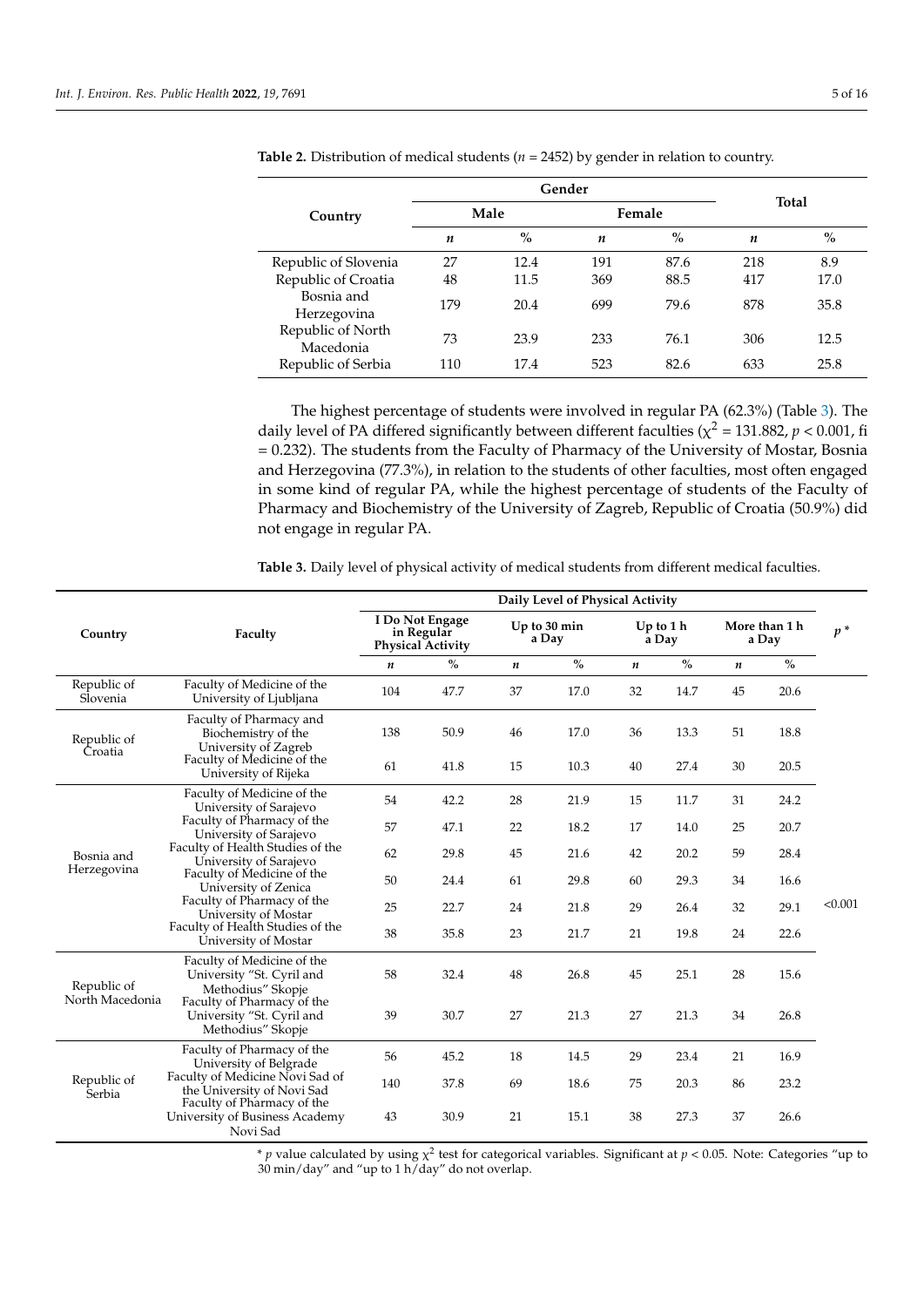**Table 2.** Distribution of medical students ($n$ = 2452) by gender in relation to country.

| Country | Gender | | | | Total | |
|---|---|---|---|---|---|---|
| | Male | | Female | | | |
| | $n$ | % | $n$ | % | $n$ | % |
| Republic of Slovenia | 27 | 12.4 | 191 | 87.6 | 218 | 8.9 |
| Republic of Croatia | 48 | 11.5 | 369 | 88.5 | 417 | 17.0 |
| Bosnia and Herzegovina | 179 | 20.4 | 699 | 79.6 | 878 | 35.8 |
| Republic of North Macedonia | 73 | 23.9 | 233 | 76.1 | 306 | 12.5 |
| Republic of Serbia | 110 | 17.4 | 523 | 82.6 | 633 | 25.8 |

The highest percentage of students were involved in regular PA (62.3%) (Table 3). The daily level of PA differed significantly between different faculties ($\chi^2$ = 131.882, $p < 0.001$, fi = 0.232). The students from the Faculty of Pharmacy of the University of Mostar, Bosnia and Herzegovina (77.3%), in relation to the students of other faculties, most often engaged in some kind of regular PA, while the highest percentage of students of the Faculty of Pharmacy and Biochemistry of the University of Zagreb, Republic of Croatia (50.9%) did not engage in regular PA.

**Table 3.** Daily level of physical activity of medical students from different medical faculties.

| Country | Faculty | Daily Level of Physical Activity | | | | | | | | $p$ * |
|---|---|---|---|---|---|---|---|---|---|---|
| | | I Do Not Engage in Regular Physical Activity | | Up to 30 min a Day | | Up to 1 h a Day | | More than 1 h a Day | | |
| | | $n$ | % | $n$ | % | $n$ | % | $n$ | % | |
| Republic of Slovenia | Faculty of Medicine of the University of Ljubljana | 104 | 47.7 | 37 | 17.0 | 32 | 14.7 | 45 | 20.6 | <0.001 |
| Republic of Croatia | Faculty of Pharmacy and Biochemistry of the University of Zagreb | 138 | 50.9 | 46 | 17.0 | 36 | 13.3 | 51 | 18.8 | |
| | Faculty of Medicine of the University of Rijeka | 61 | 41.8 | 15 | 10.3 | 40 | 27.4 | 30 | 20.5 | |
| Bosnia and Herzegovina | Faculty of Medicine of the University of Sarajevo | 54 | 42.2 | 28 | 21.9 | 15 | 11.7 | 31 | 24.2 | |
| | Faculty of Pharmacy of the University of Sarajevo | 57 | 47.1 | 22 | 18.2 | 17 | 14.0 | 25 | 20.7 | |
| | Faculty of Health Studies of the University of Sarajevo | 62 | 29.8 | 45 | 21.6 | 42 | 20.2 | 59 | 28.4 | |
| | Faculty of Medicine of the University of Zenica | 50 | 24.4 | 61 | 29.8 | 60 | 29.3 | 34 | 16.6 | |
| | Faculty of Pharmacy of the University of Mostar | 25 | 22.7 | 24 | 21.8 | 29 | 26.4 | 32 | 29.1 | |
| | Faculty of Health Studies of the University of Mostar | 38 | 35.8 | 23 | 21.7 | 21 | 19.8 | 24 | 22.6 | |
| Republic of North Macedonia | Faculty of Medicine of the University "St. Cyril and Methodius" Skopje | 58 | 32.4 | 48 | 26.8 | 45 | 25.1 | 28 | 15.6 | |
| | Faculty of Pharmacy of the University "St. Cyril and Methodius" Skopje | 39 | 30.7 | 27 | 21.3 | 27 | 21.3 | 34 | 26.8 | |
| Republic of Serbia | Faculty of Pharmacy of the University of Belgrade | 56 | 45.2 | 18 | 14.5 | 29 | 23.4 | 21 | 16.9 | |
| | Faculty of Medicine Novi Sad of the University of Novi Sad | 140 | 37.8 | 69 | 18.6 | 75 | 20.3 | 86 | 23.2 | |
| | Faculty of Pharmacy of the University of Business Academy Novi Sad | 43 | 30.9 | 21 | 15.1 | 38 | 27.3 | 37 | 26.6 | |

\* $p$ value calculated by using $\chi^2$ test for categorical variables. Significant at $p < 0.05$. Note: Categories "up to 30 min/day" and "up to 1 h/day" do not overlap.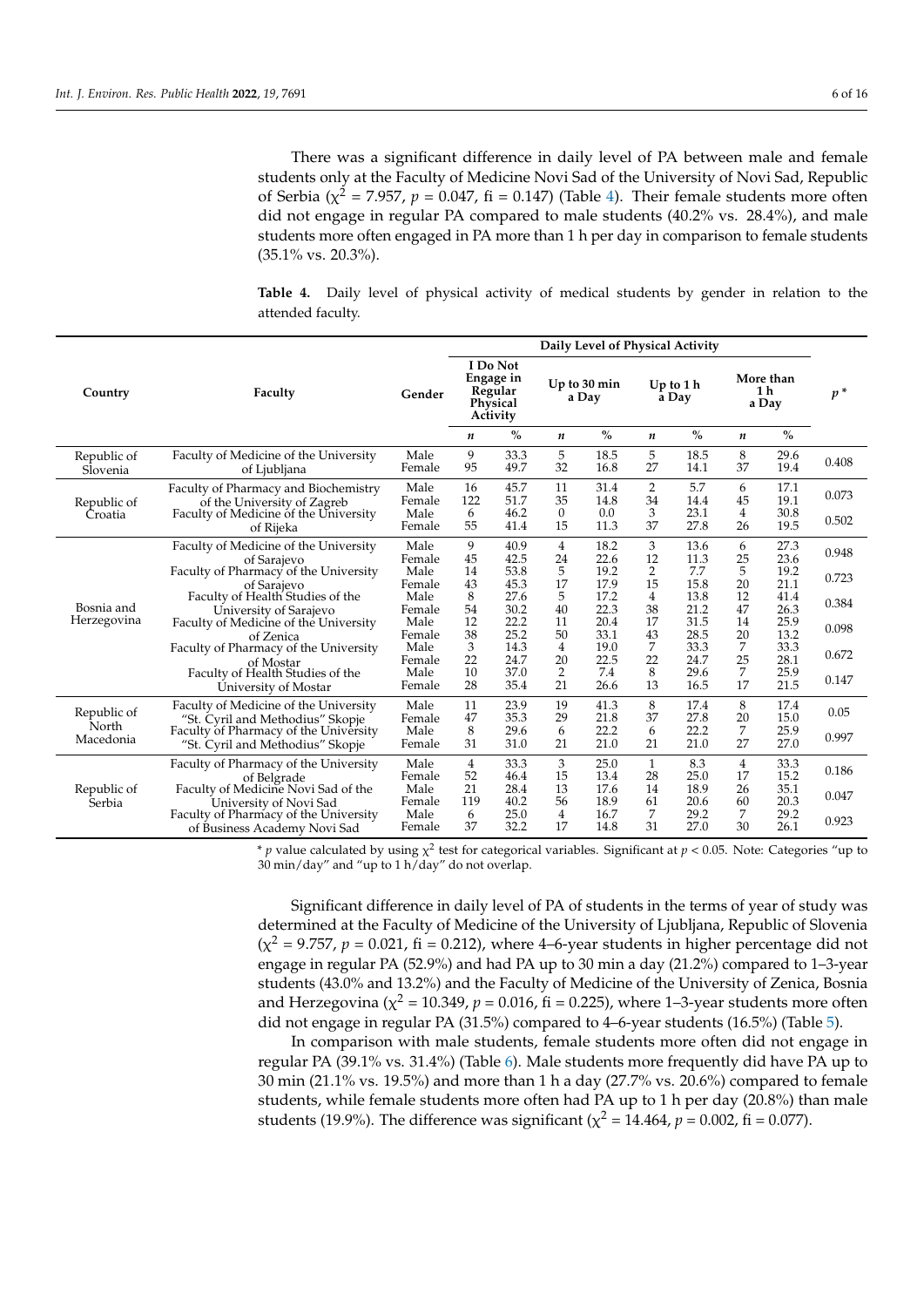There was a significant difference in daily level of PA between male and female students only at the Faculty of Medicine Novi Sad of the University of Novi Sad, Republic of Serbia ($\chi^2$ = 7.957, $p$ = 0.047, fi = 0.147) (Table 4). Their female students more often did not engage in regular PA compared to male students (40.2% vs. 28.4%), and male students more often engaged in PA more than 1 h per day in comparison to female students (35.1% vs. 20.3%).

**Table 4.** Daily level of physical activity of medical students by gender in relation to the attended faculty.

| Country | Faculty | Gender | Daily Level of Physical Activity | | | | | | | | $p$ * |
|---|---|---|---|---|---|---|---|---|---|---|---|
| | | | I Do Not Engage in Regular Physical Activity | | Up to 30 min a Day | | Up to 1 h a Day | | More than 1 h a Day | | |
| | | | $n$ | % | $n$ | % | $n$ | % | $n$ | % | |
| Republic of Slovenia | Faculty of Medicine of the University of Ljubljana | Male | 9 | 33.3 | 5 | 18.5 | 5 | 18.5 | 8 | 29.6 | 0.408 |
| | | Female | 95 | 49.7 | 32 | 16.8 | 27 | 14.1 | 37 | 19.4 | |
| Republic of Croatia | Faculty of Pharmacy and Biochemistry of the University of Zagreb | Male | 16 | 45.7 | 11 | 31.4 | 2 | 5.7 | 6 | 17.1 | 0.073 |
| | | Female | 122 | 51.7 | 35 | 14.8 | 34 | 14.4 | 45 | 19.1 | |
| | Faculty of Medicine of the University of Rijeka | Male | 6 | 46.2 | 0 | 0.0 | 3 | 23.1 | 4 | 30.8 | 0.502 |
| | | Female | 55 | 41.4 | 15 | 11.3 | 37 | 27.8 | 26 | 19.5 | |
| Bosnia and Herzegovina | Faculty of Medicine of the University of Sarajevo | Male | 9 | 40.9 | 4 | 18.2 | 3 | 13.6 | 6 | 27.3 | 0.948 |
| | | Female | 45 | 42.5 | 24 | 22.6 | 12 | 11.3 | 25 | 23.6 | |
| | Faculty of Pharmacy of the University of Sarajevo | Male | 14 | 53.8 | 5 | 19.2 | 2 | 7.7 | 5 | 19.2 | 0.723 |
| | | Female | 43 | 45.3 | 17 | 17.9 | 15 | 15.8 | 20 | 21.1 | |
| | Faculty of Health Studies of the University of Sarajevo | Male | 8 | 27.6 | 5 | 17.2 | 4 | 13.8 | 12 | 41.4 | 0.384 |
| | | Female | 54 | 30.2 | 40 | 22.3 | 38 | 21.2 | 47 | 26.3 | |
| | Faculty of Medicine of the University of Zenica | Male | 12 | 22.2 | 11 | 20.4 | 17 | 31.5 | 14 | 25.9 | 0.098 |
| | | Female | 38 | 25.2 | 50 | 33.1 | 43 | 28.5 | 20 | 13.2 | |
| | Faculty of Pharmacy of the University of Mostar | Male | 3 | 14.3 | 4 | 19.0 | 7 | 33.3 | 7 | 33.3 | 0.672 |
| | | Female | 22 | 24.7 | 20 | 22.5 | 22 | 24.7 | 25 | 28.1 | |
| | Faculty of Health Studies of the University of Mostar | Male | 10 | 37.0 | 2 | 7.4 | 8 | 29.6 | 7 | 25.9 | 0.147 |
| | | Female | 28 | 35.4 | 21 | 26.6 | 13 | 16.5 | 17 | 21.5 | |
| Republic of North Macedonia | Faculty of Medicine of the University "St. Cyril and Methodius" Skopje | Male | 11 | 23.9 | 19 | 41.3 | 8 | 17.4 | 8 | 17.4 | 0.05 |
| | | Female | 47 | 35.3 | 29 | 21.8 | 37 | 27.8 | 20 | 15.0 | |
| | Faculty of Pharmacy of the University "St. Cyril and Methodius" Skopje | Male | 8 | 29.6 | 6 | 22.2 | 6 | 22.2 | 7 | 25.9 | 0.997 |
| | | Female | 31 | 31.0 | 21 | 21.0 | 21 | 21.0 | 27 | 27.0 | |
| Republic of Serbia | Faculty of Pharmacy of the University of Belgrade | Male | 4 | 33.3 | 3 | 25.0 | 1 | 8.3 | 4 | 33.3 | 0.186 |
| | | Female | 52 | 46.4 | 15 | 13.4 | 28 | 25.0 | 17 | 15.2 | |
| | Faculty of Medicine Novi Sad of the University of Novi Sad | Male | 21 | 28.4 | 13 | 17.6 | 14 | 18.9 | 26 | 35.1 | 0.047 |
| | | Female | 119 | 40.2 | 56 | 18.9 | 61 | 20.6 | 60 | 20.3 | |
| | Faculty of Pharmacy of the University of Business Academy Novi Sad | Male | 6 | 25.0 | 4 | 16.7 | 7 | 29.2 | 7 | 29.2 | 0.923 |
| | | Female | 37 | 32.2 | 17 | 14.8 | 31 | 27.0 | 30 | 26.1 | |

* $p$ value calculated by using $\chi^2$ test for categorical variables. Significant at $p < 0.05$. Note: Categories "up to 30 min/day" and "up to 1 h/day" do not overlap.

Significant difference in daily level of PA of students in the terms of year of study was determined at the Faculty of Medicine of the University of Ljubljana, Republic of Slovenia ($\chi^2$ = 9.757, $p$ = 0.021, fi = 0.212), where 4–6-year students in higher percentage did not engage in regular PA (52.9%) and had PA up to 30 min a day (21.2%) compared to 1–3-year students (43.0% and 13.2%) and the Faculty of Medicine of the University of Zenica, Bosnia and Herzegovina ($\chi^2$ = 10.349, $p$ = 0.016, fi = 0.225), where 1–3-year students more often did not engage in regular PA (31.5%) compared to 4–6-year students (16.5%) (Table 5).

In comparison with male students, female students more often did not engage in regular PA (39.1% vs. 31.4%) (Table 6). Male students more frequently did have PA up to 30 min (21.1% vs. 19.5%) and more than 1 h a day (27.7% vs. 20.6%) compared to female students, while female students more often had PA up to 1 h per day (20.8%) than male students (19.9%). The difference was significant ($\chi^2$ = 14.464, $p$ = 0.002, fi = 0.077).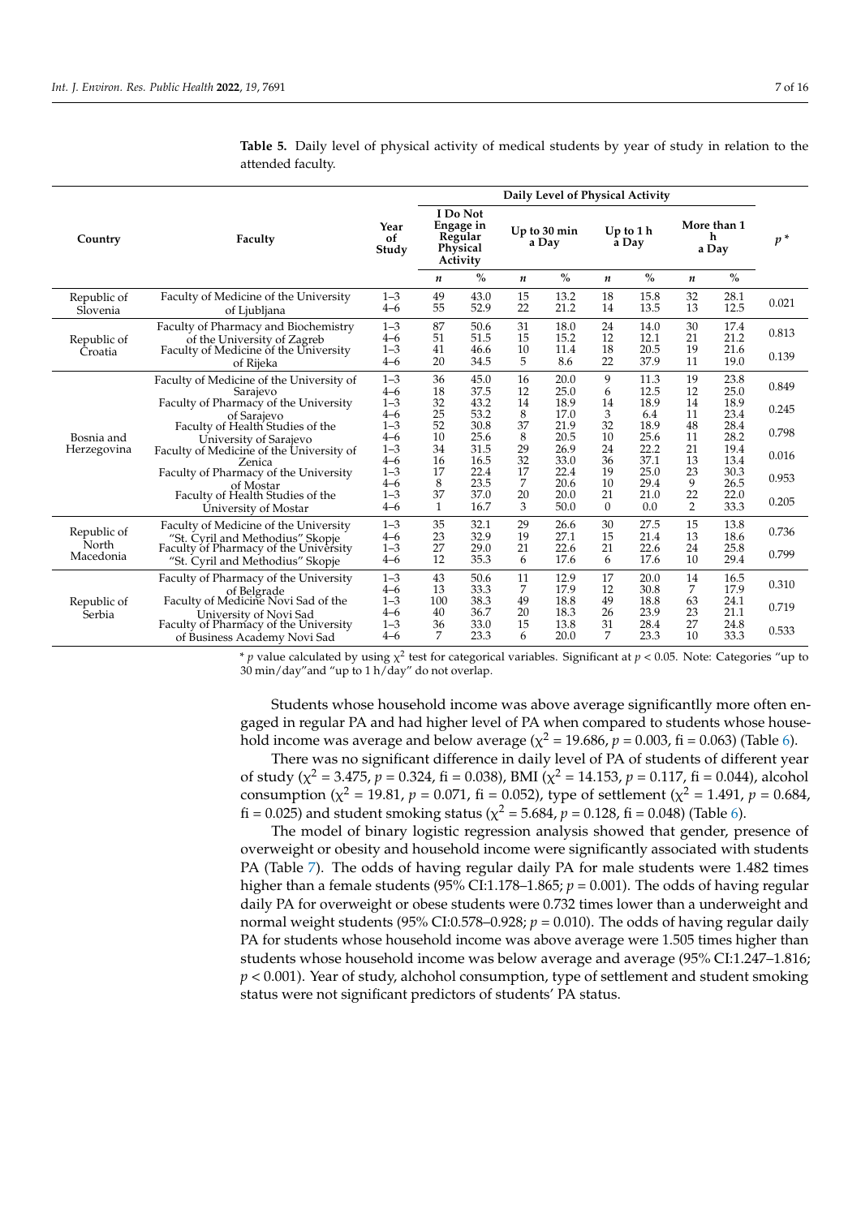**Table 5.** Daily level of physical activity of medical students by year of study in relation to the attended faculty.

| Country | Faculty | Year of Study | Daily Level of Physical Activity | | | | | | | | $p$ * |
|---|---|---|---|---|---|---|---|---|---|---|---|
| | | | I Do Not Engage in Regular Physical Activity | | Up to 30 min a Day | | Up to 1 h a Day | | More than 1 h a Day | | |
| | | | $n$ | % | $n$ | % | $n$ | % | $n$ | % | |
| Republic of Slovenia | Faculty of Medicine of the University of Ljubljana | 1–3 | 49 | 43.0 | 15 | 13.2 | 18 | 15.8 | 32 | 28.1 | 0.021 |
| | | 4–6 | 55 | 52.9 | 22 | 21.2 | 14 | 13.5 | 13 | 12.5 | |
| Republic of Croatia | Faculty of Pharmacy and Biochemistry of the University of Zagreb | 1–3 | 87 | 50.6 | 31 | 18.0 | 24 | 14.0 | 30 | 17.4 | 0.813 |
| | | 4–6 | 51 | 51.5 | 15 | 15.2 | 12 | 12.1 | 21 | 21.2 | |
| | Faculty of Medicine of the University of Rijeka | 1–3 | 41 | 46.6 | 10 | 11.4 | 18 | 20.5 | 19 | 21.6 | 0.139 |
| | | 4–6 | 20 | 34.5 | 5 | 8.6 | 22 | 37.9 | 11 | 19.0 | |
| Bosnia and Herzegovina | Faculty of Medicine of the University of Sarajevo | 1–3 | 36 | 45.0 | 16 | 20.0 | 9 | 11.3 | 19 | 23.8 | 0.849 |
| | | 4–6 | 18 | 37.5 | 12 | 25.0 | 6 | 12.5 | 12 | 25.0 | |
| | Faculty of Pharmacy of the University of Sarajevo | 1–3 | 32 | 43.2 | 14 | 18.9 | 14 | 18.9 | 14 | 18.9 | 0.245 |
| | | 4–6 | 25 | 53.2 | 8 | 17.0 | 3 | 6.4 | 11 | 23.4 | |
| | Faculty of Health Studies of the University of Sarajevo | 1–3 | 52 | 30.8 | 37 | 21.9 | 32 | 18.9 | 48 | 28.4 | 0.798 |
| | | 4–6 | 10 | 25.6 | 8 | 20.5 | 10 | 25.6 | 11 | 28.2 | |
| | Faculty of Medicine of the University of Zenica | 1–3 | 34 | 31.5 | 29 | 26.9 | 24 | 22.2 | 21 | 19.4 | 0.016 |
| | | 4–6 | 16 | 16.5 | 32 | 33.0 | 36 | 37.1 | 13 | 13.4 | |
| | Faculty of Pharmacy of the University of Mostar | 1–3 | 17 | 22.4 | 17 | 22.4 | 19 | 25.0 | 23 | 30.3 | 0.953 |
| | | 4–6 | 8 | 23.5 | 7 | 20.6 | 10 | 29.4 | 9 | 26.5 | |
| | Faculty of Health Studies of the University of Mostar | 1–3 | 37 | 37.0 | 20 | 20.0 | 21 | 21.0 | 22 | 22.0 | 0.205 |
| | | 4–6 | 1 | 16.7 | 3 | 50.0 | 0 | 0.0 | 2 | 33.3 | |
| Republic of North Macedonia | Faculty of Medicine of the University "St. Cyril and Methodius" Skopje | 1–3 | 35 | 32.1 | 29 | 26.6 | 30 | 27.5 | 15 | 13.8 | 0.736 |
| | | 4–6 | 23 | 32.9 | 19 | 27.1 | 15 | 21.4 | 13 | 18.6 | |
| | Faculty of Pharmacy of the University "St. Cyril and Methodius" Skopje | 1–3 | 27 | 29.0 | 21 | 22.6 | 21 | 22.6 | 24 | 25.8 | 0.799 |
| | | 4–6 | 12 | 35.3 | 6 | 17.6 | 6 | 17.6 | 10 | 29.4 | |
| Republic of Serbia | Faculty of Pharmacy of the University of Belgrade | 1–3 | 43 | 50.6 | 11 | 12.9 | 17 | 20.0 | 14 | 16.5 | 0.310 |
| | | 4–6 | 13 | 33.3 | 7 | 17.9 | 12 | 30.8 | 7 | 17.9 | |
| | Faculty of Medicine Novi Sad of the University of Novi Sad | 1–3 | 100 | 38.3 | 49 | 18.8 | 49 | 18.8 | 63 | 24.1 | 0.719 |
| | | 4–6 | 40 | 36.7 | 20 | 18.3 | 26 | 23.9 | 23 | 21.1 | |
| | Faculty of Pharmacy of the University of Business Academy Novi Sad | 1–3 | 36 | 33.0 | 15 | 13.8 | 31 | 28.4 | 27 | 24.8 | 0.533 |
| | | 4–6 | 7 | 23.3 | 6 | 20.0 | 7 | 23.3 | 10 | 33.3 | |

\* $p$ value calculated by using $\chi^2$ test for categorical variables. Significant at $p < 0.05$. Note: Categories "up to 30 min/day"and "up to 1 h/day" do not overlap.

Students whose household income was above average significantlly more often engaged in regular PA and had higher level of PA when compared to students whose household income was average and below average ($\chi^2 = 19.686$, $p = 0.003$, fi = 0.063) (Table 6).

There was no significant difference in daily level of PA of students of different year of study ($\chi^2 = 3.475$, $p = 0.324$, fi = 0.038), BMI ($\chi^2 = 14.153$, $p = 0.117$, fi = 0.044), alcohol consumption ($\chi^2 = 19.81$, $p = 0.071$, fi = 0.052), type of settlement ($\chi^2 = 1.491$, $p = 0.684$, fi = 0.025) and student smoking status ($\chi^2 = 5.684$, $p = 0.128$, fi = 0.048) (Table 6).

The model of binary logistic regression analysis showed that gender, presence of overweight or obesity and household income were significantly associated with students PA (Table 7). The odds of having regular daily PA for male students were 1.482 times higher than a female students (95% CI:1.178–1.865; $p = 0.001$). The odds of having regular daily PA for overweight or obese students were 0.732 times lower than a underweight and normal weight students (95% CI:0.578–0.928; $p = 0.010$). The odds of having regular daily PA for students whose household income was above average were 1.505 times higher than students whose household income was below average and average (95% CI:1.247–1.816; $p < 0.001$). Year of study, alchohol consumption, type of settlement and student smoking status were not significant predictors of students' PA status.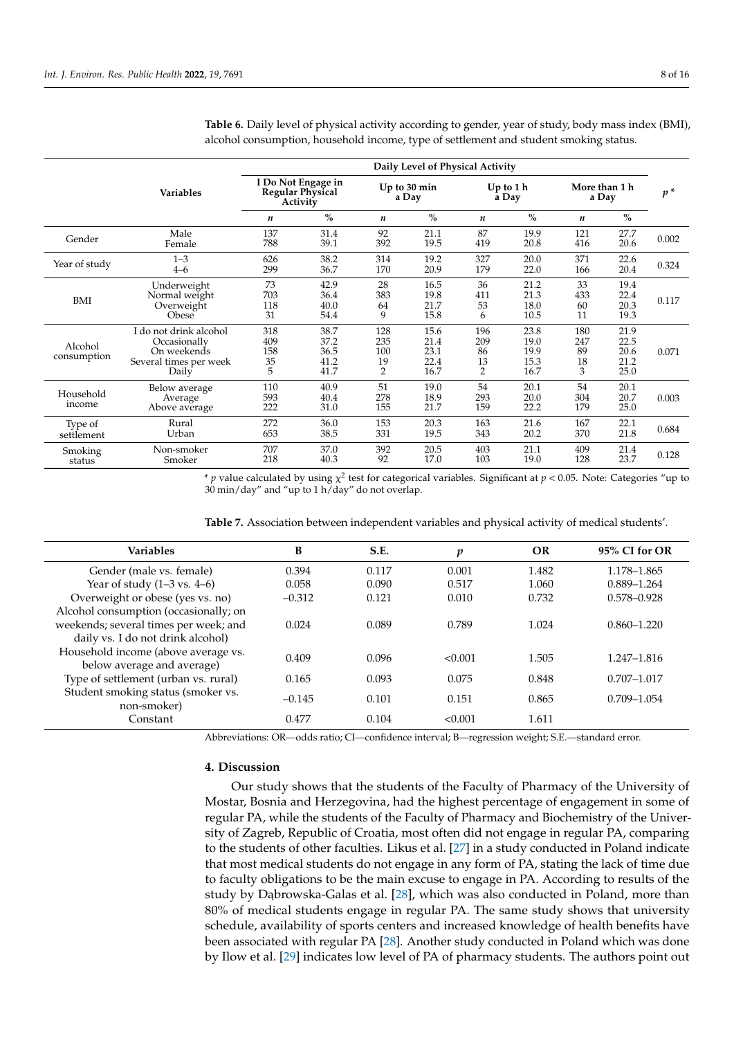**Table 6.** Daily level of physical activity according to gender, year of study, body mass index (BMI), alcohol consumption, household income, type of settlement and student smoking status.

| Variables | | Daily Level of Physical Activity | | | | | | | | $p$ * |
|---|---|---|---|---|---|---|---|---|---|---|
| | | I Do Not Engage in Regular Physical Activity | | Up to 30 min a Day | | Up to 1 h a Day | | More than 1 h a Day | | |
| | | $n$ | % | $n$ | % | $n$ | % | $n$ | % | |
| Gender | Male | 137 | 31.4 | 92 | 21.1 | 87 | 19.9 | 121 | 27.7 | 0.002 |
| | Female | 788 | 39.1 | 392 | 19.5 | 419 | 20.8 | 416 | 20.6 | |
| Year of study | 1–3 | 626 | 38.2 | 314 | 19.2 | 327 | 20.0 | 371 | 22.6 | 0.324 |
| | 4–6 | 299 | 36.7 | 170 | 20.9 | 179 | 22.0 | 166 | 20.4 | |
| BMI | Underweight | 73 | 42.9 | 28 | 16.5 | 36 | 21.2 | 33 | 19.4 | 0.117 |
| | Normal weight | 703 | 36.4 | 383 | 19.8 | 411 | 21.3 | 433 | 22.4 | |
| | Overweight | 118 | 40.0 | 64 | 21.7 | 53 | 18.0 | 60 | 20.3 | |
| | Obese | 31 | 54.4 | 9 | 15.8 | 6 | 10.5 | 11 | 19.3 | |
| Alcohol consumption | I do not drink alcohol | 318 | 38.7 | 128 | 15.6 | 196 | 23.8 | 180 | 21.9 | 0.071 |
| | Occasionally | 409 | 37.2 | 235 | 21.4 | 209 | 19.0 | 247 | 22.5 | |
| | On weekends | 158 | 36.5 | 100 | 23.1 | 86 | 19.9 | 89 | 20.6 | |
| | Several times per week | 35 | 41.2 | 19 | 22.4 | 13 | 15.3 | 18 | 21.2 | |
| | Daily | 5 | 41.7 | 2 | 16.7 | 2 | 16.7 | 3 | 25.0 | |
| Household income | Below average | 110 | 40.9 | 51 | 19.0 | 54 | 20.1 | 54 | 20.1 | 0.003 |
| | Average | 593 | 40.4 | 278 | 18.9 | 293 | 20.0 | 304 | 20.7 | |
| | Above average | 222 | 31.0 | 155 | 21.7 | 159 | 22.2 | 179 | 25.0 | |
| Type of settlement | Rural | 272 | 36.0 | 153 | 20.3 | 163 | 21.6 | 167 | 22.1 | 0.684 |
| | Urban | 653 | 38.5 | 331 | 19.5 | 343 | 20.2 | 370 | 21.8 | |
| Smoking status | Non-smoker | 707 | 37.0 | 392 | 20.5 | 403 | 21.1 | 409 | 21.4 | 0.128 |
| | Smoker | 218 | 40.3 | 92 | 17.0 | 103 | 19.0 | 128 | 23.7 | |

* $p$ value calculated by using $\chi^2$ test for categorical variables. Significant at $p < 0.05$. Note: Categories "up to 30 min/day" and "up to 1 h/day" do not overlap.

**Table 7.** Association between independent variables and physical activity of medical students'.

| Variables | B | S.E. | $p$ | OR | 95% CI for OR |
|---|---|---|---|---|---|
| Gender (male vs. female) | 0.394 | 0.117 | 0.001 | 1.482 | 1.178–1.865 |
| Year of study (1–3 vs. 4–6) | 0.058 | 0.090 | 0.517 | 1.060 | 0.889–1.264 |
| Overweight or obese (yes vs. no) | −0.312 | 0.121 | 0.010 | 0.732 | 0.578–0.928 |
| Alcohol consumption (occasionally; on weekends; several times per week; and daily vs. I do not drink alcohol) | 0.024 | 0.089 | 0.789 | 1.024 | 0.860–1.220 |
| Household income (above average vs. below average and average) | 0.409 | 0.096 | <0.001 | 1.505 | 1.247–1.816 |
| Type of settlement (urban vs. rural) | 0.165 | 0.093 | 0.075 | 0.848 | 0.707–1.017 |
| Student smoking status (smoker vs. non-smoker) | −0.145 | 0.101 | 0.151 | 0.865 | 0.709–1.054 |
| Constant | 0.477 | 0.104 | <0.001 | 1.611 | |

Abbreviations: OR—odds ratio; CI—confidence interval; B—regression weight; S.E.—standard error.

## 4. Discussion

Our study shows that the students of the Faculty of Pharmacy of the University of Mostar, Bosnia and Herzegovina, had the highest percentage of engagement in some of regular PA, while the students of the Faculty of Pharmacy and Biochemistry of the University of Zagreb, Republic of Croatia, most often did not engage in regular PA, comparing to the students of other faculties. Likus et al. [27] in a study conducted in Poland indicate that most medical students do not engage in any form of PA, stating the lack of time due to faculty obligations to be the main excuse to engage in PA. According to results of the study by Dąbrowska-Galas et al. [28], which was also conducted in Poland, more than 80% of medical students engage in regular PA. The same study shows that university schedule, availability of sports centers and increased knowledge of health benefits have been associated with regular PA [28]. Another study conducted in Poland which was done by Ilow et al. [29] indicates low level of PA of pharmacy students. The authors point out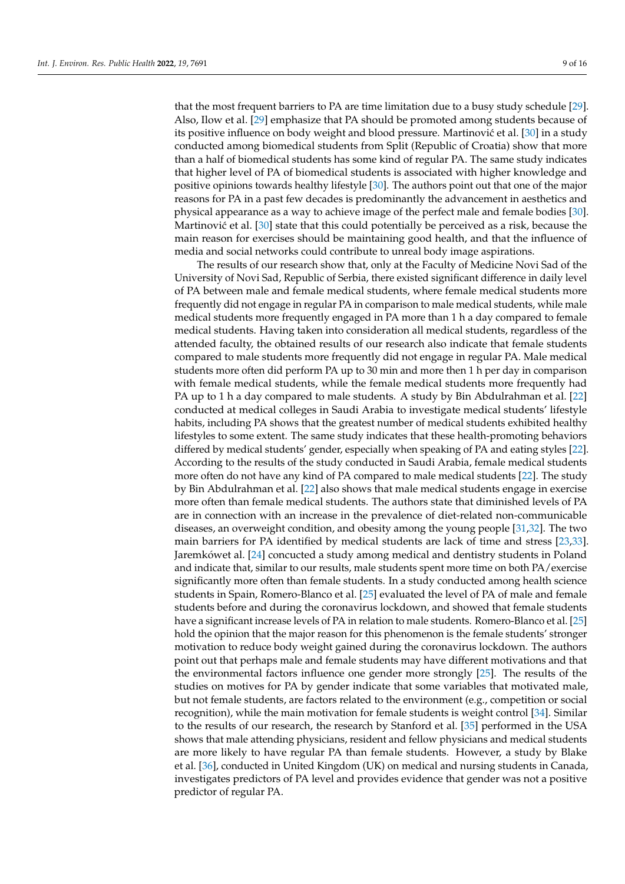that the most frequent barriers to PA are time limitation due to a busy study schedule [29]. Also, Ilow et al. [29] emphasize that PA should be promoted among students because of its positive influence on body weight and blood pressure. Martinović et al. [30] in a study conducted among biomedical students from Split (Republic of Croatia) show that more than a half of biomedical students has some kind of regular PA. The same study indicates that higher level of PA of biomedical students is associated with higher knowledge and positive opinions towards healthy lifestyle [30]. The authors point out that one of the major reasons for PA in a past few decades is predominantly the advancement in aesthetics and physical appearance as a way to achieve image of the perfect male and female bodies [30]. Martinović et al. [30] state that this could potentially be perceived as a risk, because the main reason for exercises should be maintaining good health, and that the influence of media and social networks could contribute to unreal body image aspirations.

The results of our research show that, only at the Faculty of Medicine Novi Sad of the University of Novi Sad, Republic of Serbia, there existed significant difference in daily level of PA between male and female medical students, where female medical students more frequently did not engage in regular PA in comparison to male medical students, while male medical students more frequently engaged in PA more than 1 h a day compared to female medical students. Having taken into consideration all medical students, regardless of the attended faculty, the obtained results of our research also indicate that female students compared to male students more frequently did not engage in regular PA. Male medical students more often did perform PA up to 30 min and more then 1 h per day in comparison with female medical students, while the female medical students more frequently had PA up to 1 h a day compared to male students. A study by Bin Abdulrahman et al. [22] conducted at medical colleges in Saudi Arabia to investigate medical students' lifestyle habits, including PA shows that the greatest number of medical students exhibited healthy lifestyles to some extent. The same study indicates that these health-promoting behaviors differed by medical students' gender, especially when speaking of PA and eating styles [22]. According to the results of the study conducted in Saudi Arabia, female medical students more often do not have any kind of PA compared to male medical students [22]. The study by Bin Abdulrahman et al. [22] also shows that male medical students engage in exercise more often than female medical students. The authors state that diminished levels of PA are in connection with an increase in the prevalence of diet-related non-communicable diseases, an overweight condition, and obesity among the young people [31,32]. The two main barriers for PA identified by medical students are lack of time and stress [23,33]. Jaremkówet al. [24] concucted a study among medical and dentistry students in Poland and indicate that, similar to our results, male students spent more time on both PA/exercise significantly more often than female students. In a study conducted among health science students in Spain, Romero-Blanco et al. [25] evaluated the level of PA of male and female students before and during the coronavirus lockdown, and showed that female students have a significant increase levels of PA in relation to male students. Romero-Blanco et al. [25] hold the opinion that the major reason for this phenomenon is the female students' stronger motivation to reduce body weight gained during the coronavirus lockdown. The authors point out that perhaps male and female students may have different motivations and that the environmental factors influence one gender more strongly [25]. The results of the studies on motives for PA by gender indicate that some variables that motivated male, but not female students, are factors related to the environment (e.g., competition or social recognition), while the main motivation for female students is weight control [34]. Similar to the results of our research, the research by Stanford et al. [35] performed in the USA shows that male attending physicians, resident and fellow physicians and medical students are more likely to have regular PA than female students. However, a study by Blake et al. [36], conducted in United Kingdom (UK) on medical and nursing students in Canada, investigates predictors of PA level and provides evidence that gender was not a positive predictor of regular PA.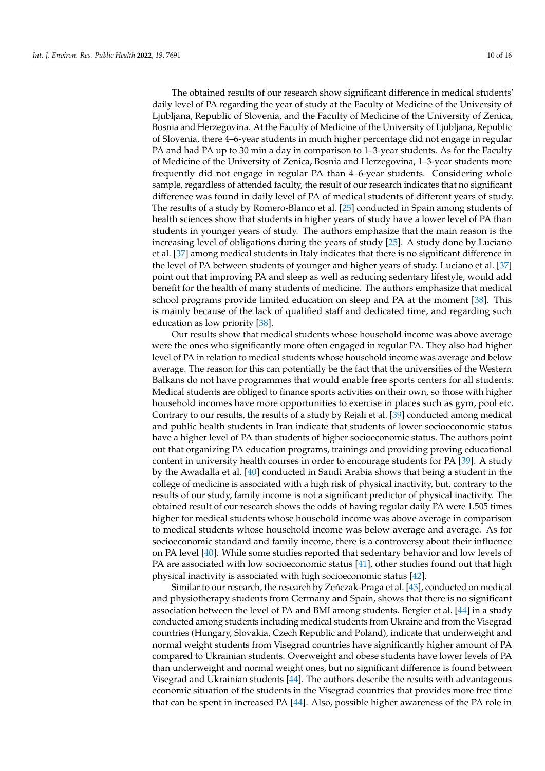The obtained results of our research show significant difference in medical students' daily level of PA regarding the year of study at the Faculty of Medicine of the University of Ljubljana, Republic of Slovenia, and the Faculty of Medicine of the University of Zenica, Bosnia and Herzegovina. At the Faculty of Medicine of the University of Ljubljana, Republic of Slovenia, there 4–6-year students in much higher percentage did not engage in regular PA and had PA up to 30 min a day in comparison to 1–3-year students. As for the Faculty of Medicine of the University of Zenica, Bosnia and Herzegovina, 1–3-year students more frequently did not engage in regular PA than 4–6-year students. Considering whole sample, regardless of attended faculty, the result of our research indicates that no significant difference was found in daily level of PA of medical students of different years of study. The results of a study by Romero-Blanco et al. [25] conducted in Spain among students of health sciences show that students in higher years of study have a lower level of PA than students in younger years of study. The authors emphasize that the main reason is the increasing level of obligations during the years of study [25]. A study done by Luciano et al. [37] among medical students in Italy indicates that there is no significant difference in the level of PA between students of younger and higher years of study. Luciano et al. [37] point out that improving PA and sleep as well as reducing sedentary lifestyle, would add benefit for the health of many students of medicine. The authors emphasize that medical school programs provide limited education on sleep and PA at the moment [38]. This is mainly because of the lack of qualified staff and dedicated time, and regarding such education as low priority [38].

Our results show that medical students whose household income was above average were the ones who significantly more often engaged in regular PA. They also had higher level of PA in relation to medical students whose household income was average and below average. The reason for this can potentially be the fact that the universities of the Western Balkans do not have programmes that would enable free sports centers for all students. Medical students are obliged to finance sports activities on their own, so those with higher household incomes have more opportunities to exercise in places such as gym, pool etc. Contrary to our results, the results of a study by Rejali et al. [39] conducted among medical and public health students in Iran indicate that students of lower socioeconomic status have a higher level of PA than students of higher socioeconomic status. The authors point out that organizing PA education programs, trainings and providing proving educational content in university health courses in order to encourage students for PA [39]. A study by the Awadalla et al. [40] conducted in Saudi Arabia shows that being a student in the college of medicine is associated with a high risk of physical inactivity, but, contrary to the results of our study, family income is not a significant predictor of physical inactivity. The obtained result of our research shows the odds of having regular daily PA were 1.505 times higher for medical students whose household income was above average in comparison to medical students whose household income was below average and average. As for socioeconomic standard and family income, there is a controversy about their influence on PA level [40]. While some studies reported that sedentary behavior and low levels of PA are associated with low socioeconomic status [41], other studies found out that high physical inactivity is associated with high socioeconomic status [42].

Similar to our research, the research by Zeńczak-Praga et al. [43], conducted on medical and physiotherapy students from Germany and Spain, shows that there is no significant association between the level of PA and BMI among students. Bergier et al. [44] in a study conducted among students including medical students from Ukraine and from the Visegrad countries (Hungary, Slovakia, Czech Republic and Poland), indicate that underweight and normal weight students from Visegrad countries have significantly higher amount of PA compared to Ukrainian students. Overweight and obese students have lower levels of PA than underweight and normal weight ones, but no significant difference is found between Visegrad and Ukrainian students [44]. The authors describe the results with advantageous economic situation of the students in the Visegrad countries that provides more free time that can be spent in increased PA [44]. Also, possible higher awareness of the PA role in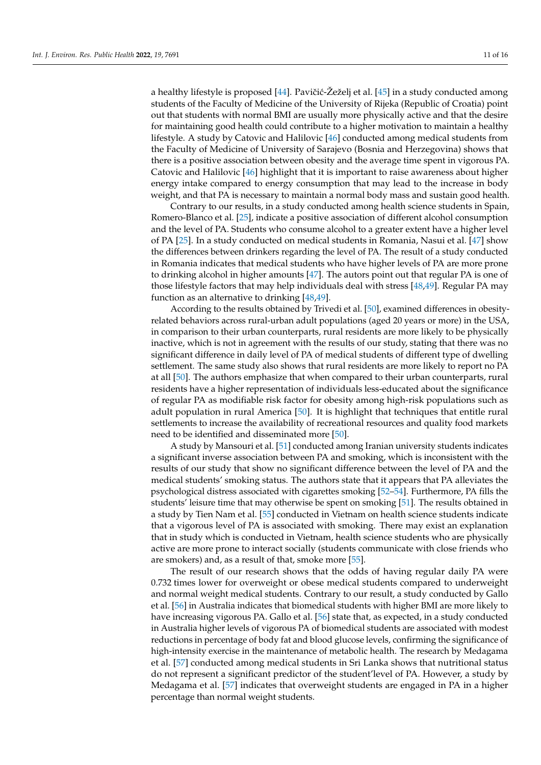a healthy lifestyle is proposed [44]. Pavičić-Žeželj et al. [45] in a study conducted among students of the Faculty of Medicine of the University of Rijeka (Republic of Croatia) point out that students with normal BMI are usually more physically active and that the desire for maintaining good health could contribute to a higher motivation to maintain a healthy lifestyle. A study by Catovic and Halilovic [46] conducted among medical students from the Faculty of Medicine of University of Sarajevo (Bosnia and Herzegovina) shows that there is a positive association between obesity and the average time spent in vigorous PA. Catovic and Halilovic [46] highlight that it is important to raise awareness about higher energy intake compared to energy consumption that may lead to the increase in body weight, and that PA is necessary to maintain a normal body mass and sustain good health.

Contrary to our results, in a study conducted among health science students in Spain, Romero-Blanco et al. [25], indicate a positive association of different alcohol consumption and the level of PA. Students who consume alcohol to a greater extent have a higher level of PA [25]. In a study conducted on medical students in Romania, Nasui et al. [47] show the differences between drinkers regarding the level of PA. The result of a study conducted in Romania indicates that medical students who have higher levels of PA are more prone to drinking alcohol in higher amounts [47]. The autors point out that regular PA is one of those lifestyle factors that may help individuals deal with stress [48,49]. Regular PA may function as an alternative to drinking [48,49].

According to the results obtained by Trivedi et al. [50], examined differences in obesity-related behaviors across rural-urban adult populations (aged 20 years or more) in the USA, in comparison to their urban counterparts, rural residents are more likely to be physically inactive, which is not in agreement with the results of our study, stating that there was no significant difference in daily level of PA of medical students of different type of dwelling settlement. The same study also shows that rural residents are more likely to report no PA at all [50]. The authors emphasize that when compared to their urban counterparts, rural residents have a higher representation of individuals less-educated about the significance of regular PA as modifiable risk factor for obesity among high-risk populations such as adult population in rural America [50]. It is highlight that techniques that entitle rural settlements to increase the availability of recreational resources and quality food markets need to be identified and disseminated more [50].

A study by Mansouri et al. [51] conducted among Iranian university students indicates a significant inverse association between PA and smoking, which is inconsistent with the results of our study that show no significant difference between the level of PA and the medical students' smoking status. The authors state that it appears that PA alleviates the psychological distress associated with cigarettes smoking [52–54]. Furthermore, PA fills the students' leisure time that may otherwise be spent on smoking [51]. The results obtained in a study by Tien Nam et al. [55] conducted in Vietnam on health science students indicate that a vigorous level of PA is associated with smoking. There may exist an explanation that in study which is conducted in Vietnam, health science students who are physically active are more prone to interact socially (students communicate with close friends who are smokers) and, as a result of that, smoke more [55].

The result of our research shows that the odds of having regular daily PA were 0.732 times lower for overweight or obese medical students compared to underweight and normal weight medical students. Contrary to our result, a study conducted by Gallo et al. [56] in Australia indicates that biomedical students with higher BMI are more likely to have increasing vigorous PA. Gallo et al. [56] state that, as expected, in a study conducted in Australia higher levels of vigorous PA of biomedical students are associated with modest reductions in percentage of body fat and blood glucose levels, confirming the significance of high-intensity exercise in the maintenance of metabolic health. The research by Medagama et al. [57] conducted among medical students in Sri Lanka shows that nutritional status do not represent a significant predictor of the student'level of PA. However, a study by Medagama et al. [57] indicates that overweight students are engaged in PA in a higher percentage than normal weight students.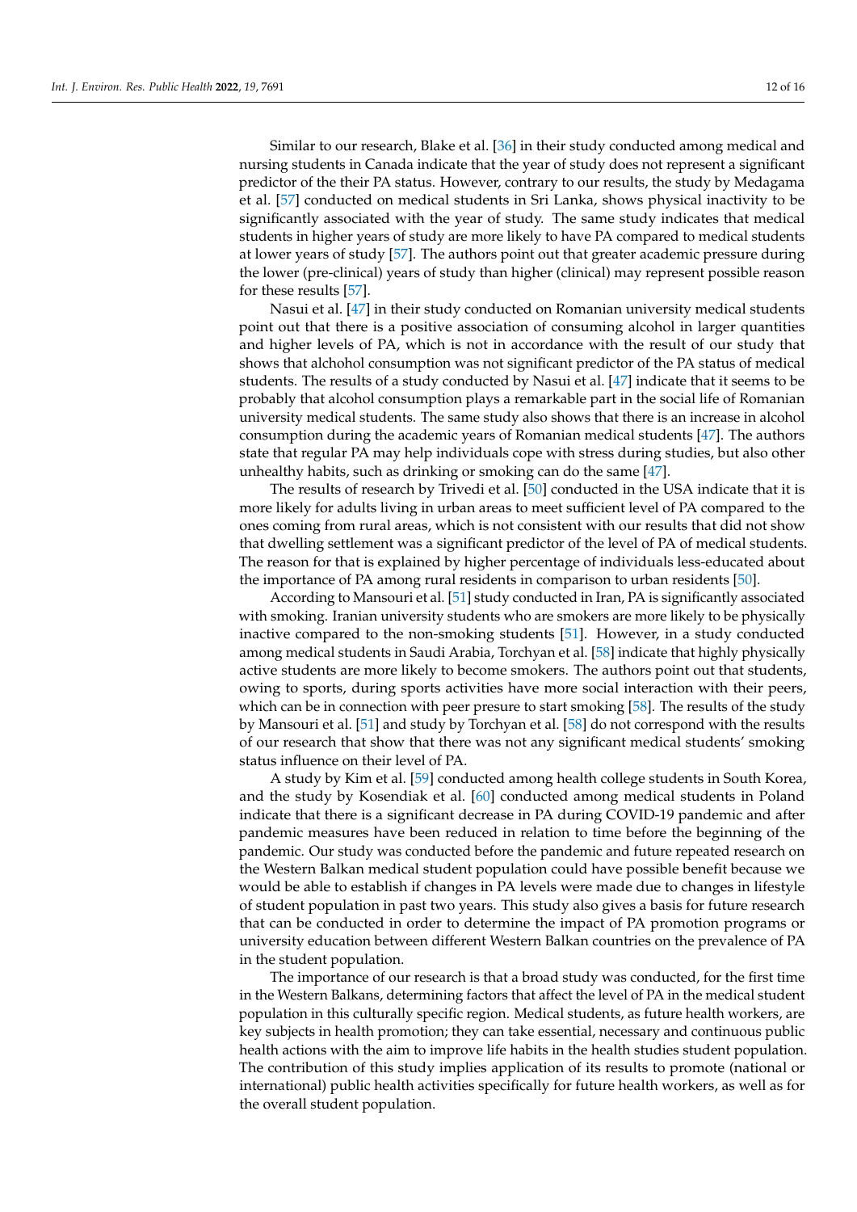Similar to our research, Blake et al. [36] in their study conducted among medical and nursing students in Canada indicate that the year of study does not represent a significant predictor of the their PA status. However, contrary to our results, the study by Medagama et al. [57] conducted on medical students in Sri Lanka, shows physical inactivity to be significantly associated with the year of study. The same study indicates that medical students in higher years of study are more likely to have PA compared to medical students at lower years of study [57]. The authors point out that greater academic pressure during the lower (pre-clinical) years of study than higher (clinical) may represent possible reason for these results [57].

Nasui et al. [47] in their study conducted on Romanian university medical students point out that there is a positive association of consuming alcohol in larger quantities and higher levels of PA, which is not in accordance with the result of our study that shows that alchohol consumption was not significant predictor of the PA status of medical students. The results of a study conducted by Nasui et al. [47] indicate that it seems to be probably that alcohol consumption plays a remarkable part in the social life of Romanian university medical students. The same study also shows that there is an increase in alcohol consumption during the academic years of Romanian medical students [47]. The authors state that regular PA may help individuals cope with stress during studies, but also other unhealthy habits, such as drinking or smoking can do the same [47].

The results of research by Trivedi et al. [50] conducted in the USA indicate that it is more likely for adults living in urban areas to meet sufficient level of PA compared to the ones coming from rural areas, which is not consistent with our results that did not show that dwelling settlement was a significant predictor of the level of PA of medical students. The reason for that is explained by higher percentage of individuals less-educated about the importance of PA among rural residents in comparison to urban residents [50].

According to Mansouri et al. [51] study conducted in Iran, PA is significantly associated with smoking. Iranian university students who are smokers are more likely to be physically inactive compared to the non-smoking students [51]. However, in a study conducted among medical students in Saudi Arabia, Torchyan et al. [58] indicate that highly physically active students are more likely to become smokers. The authors point out that students, owing to sports, during sports activities have more social interaction with their peers, which can be in connection with peer presure to start smoking [58]. The results of the study by Mansouri et al. [51] and study by Torchyan et al. [58] do not correspond with the results of our research that show that there was not any significant medical students' smoking status influence on their level of PA.

A study by Kim et al. [59] conducted among health college students in South Korea, and the study by Kosendiak et al. [60] conducted among medical students in Poland indicate that there is a significant decrease in PA during COVID-19 pandemic and after pandemic measures have been reduced in relation to time before the beginning of the pandemic. Our study was conducted before the pandemic and future repeated research on the Western Balkan medical student population could have possible benefit because we would be able to establish if changes in PA levels were made due to changes in lifestyle of student population in past two years. This study also gives a basis for future research that can be conducted in order to determine the impact of PA promotion programs or university education between different Western Balkan countries on the prevalence of PA in the student population.

The importance of our research is that a broad study was conducted, for the first time in the Western Balkans, determining factors that affect the level of PA in the medical student population in this culturally specific region. Medical students, as future health workers, are key subjects in health promotion; they can take essential, necessary and continuous public health actions with the aim to improve life habits in the health studies student population. The contribution of this study implies application of its results to promote (national or international) public health activities specifically for future health workers, as well as for the overall student population.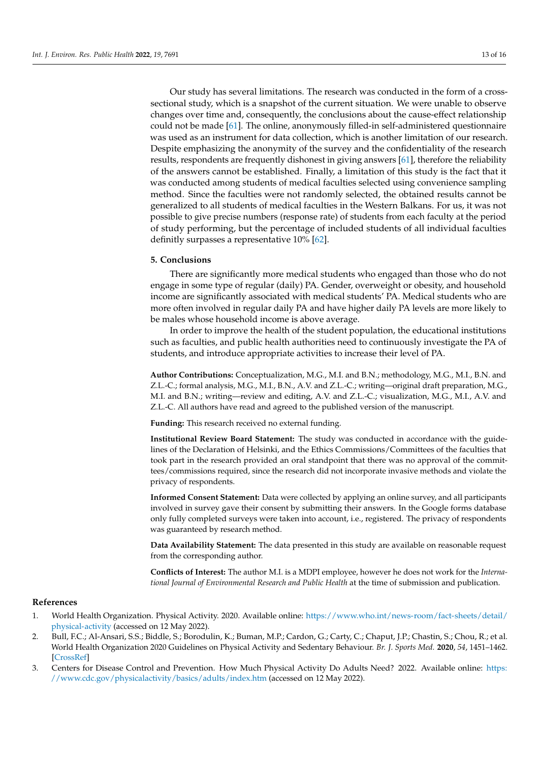Our study has several limitations. The research was conducted in the form of a cross-sectional study, which is a snapshot of the current situation. We were unable to observe changes over time and, consequently, the conclusions about the cause-effect relationship could not be made [61]. The online, anonymously filled-in self-administered questionnaire was used as an instrument for data collection, which is another limitation of our research. Despite emphasizing the anonymity of the survey and the confidentiality of the research results, respondents are frequently dishonest in giving answers [61], therefore the reliability of the answers cannot be established. Finally, a limitation of this study is the fact that it was conducted among students of medical faculties selected using convenience sampling method. Since the faculties were not randomly selected, the obtained results cannot be generalized to all students of medical faculties in the Western Balkans. For us, it was not possible to give precise numbers (response rate) of students from each faculty at the period of study performing, but the percentage of included students of all individual faculties definitly surpasses a representative 10% [62].

## 5. Conclusions

There are significantly more medical students who engaged than those who do not engage in some type of regular (daily) PA. Gender, overweight or obesity, and household income are significantly associated with medical students' PA. Medical students who are more often involved in regular daily PA and have higher daily PA levels are more likely to be males whose household income is above average.

In order to improve the health of the student population, the educational institutions such as faculties, and public health authorities need to continuously investigate the PA of students, and introduce appropriate activities to increase their level of PA.

**Author Contributions:** Conceptualization, M.G., M.I. and B.N.; methodology, M.G., M.I., B.N. and Z.L.-C.; formal analysis, M.G., M.I., B.N., A.V. and Z.L.-C.; writing—original draft preparation, M.G., M.I. and B.N.; writing—review and editing, A.V. and Z.L.-C.; visualization, M.G., M.I., A.V. and Z.L.-C. All authors have read and agreed to the published version of the manuscript.

**Funding:** This research received no external funding.

**Institutional Review Board Statement:** The study was conducted in accordance with the guidelines of the Declaration of Helsinki, and the Ethics Commissions/Committees of the faculties that took part in the research provided an oral standpoint that there was no approval of the committees/commissions required, since the research did not incorporate invasive methods and violate the privacy of respondents.

**Informed Consent Statement:** Data were collected by applying an online survey, and all participants involved in survey gave their consent by submitting their answers. In the Google forms database only fully completed surveys were taken into account, i.e., registered. The privacy of respondents was guaranteed by research method.

**Data Availability Statement:** The data presented in this study are available on reasonable request from the corresponding author.

**Conflicts of Interest:** The author M.I. is a MDPI employee, however he does not work for the *International Journal of Environmental Research and Public Health* at the time of submission and publication.

## References

1. World Health Organization. Physical Activity. 2020. Available online: https://www.who.int/news-room/fact-sheets/detail/physical-activity (accessed on 12 May 2022).
2. Bull, F.C.; Al-Ansari, S.S.; Biddle, S.; Borodulin, K.; Buman, M.P.; Cardon, G.; Carty, C.; Chaput, J.P.; Chastin, S.; Chou, R.; et al. World Health Organization 2020 Guidelines on Physical Activity and Sedentary Behaviour. *Br. J. Sports Med.* **2020**, *54*, 1451–1462. [CrossRef]
3. Centers for Disease Control and Prevention. How Much Physical Activity Do Adults Need? 2022. Available online: https://www.cdc.gov/physicalactivity/basics/adults/index.htm (accessed on 12 May 2022).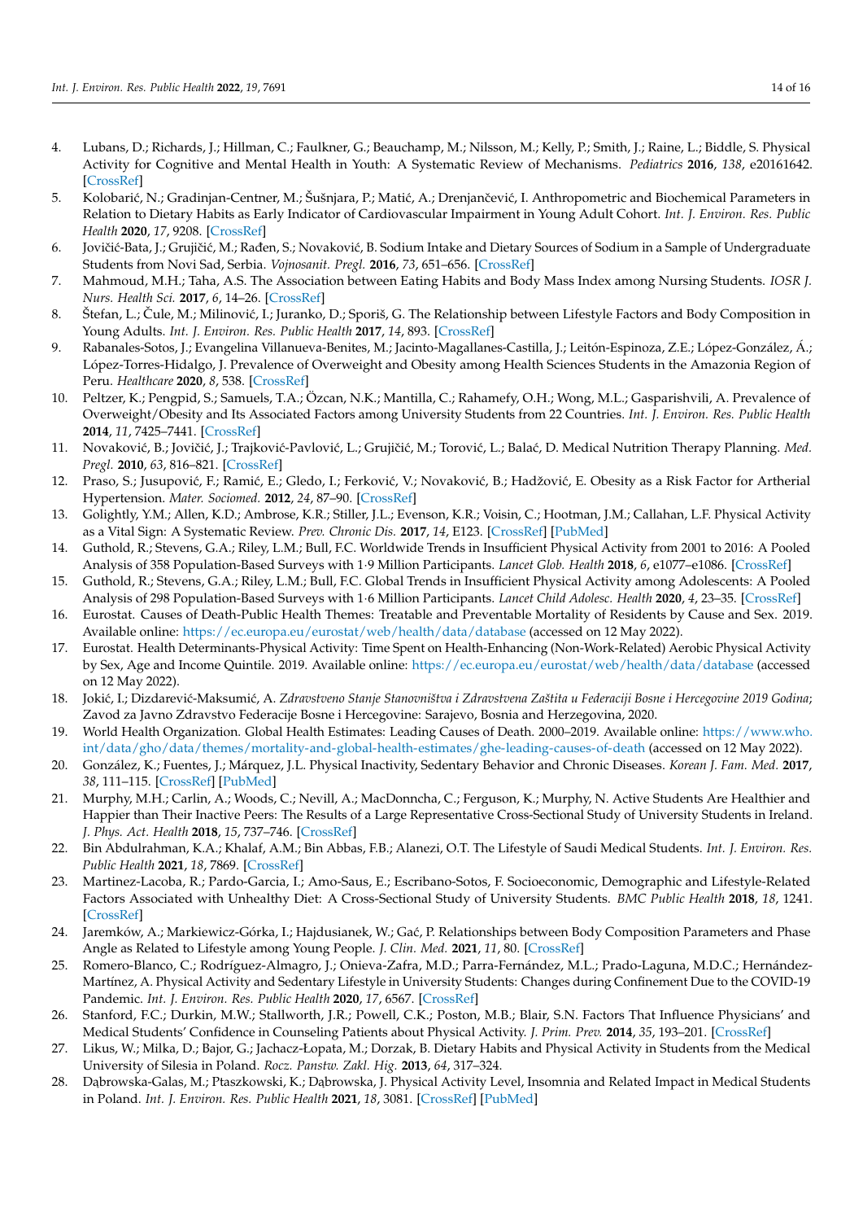4. Lubans, D.; Richards, J.; Hillman, C.; Faulkner, G.; Beauchamp, M.; Nilsson, M.; Kelly, P.; Smith, J.; Raine, L.; Biddle, S. Physical Activity for Cognitive and Mental Health in Youth: A Systematic Review of Mechanisms. *Pediatrics* **2016**, *138*, e20161642. [CrossRef]
5. Kolobarić, N.; Gradinjan-Centner, M.; Šušnjara, P.; Matić, A.; Drenjančević, I. Anthropometric and Biochemical Parameters in Relation to Dietary Habits as Early Indicator of Cardiovascular Impairment in Young Adult Cohort. *Int. J. Environ. Res. Public Health* **2020**, *17*, 9208. [CrossRef]
6. Jovičić-Bata, J.; Grujičić, M.; Rađen, S.; Novaković, B. Sodium Intake and Dietary Sources of Sodium in a Sample of Undergraduate Students from Novi Sad, Serbia. *Vojnosanit. Pregl.* **2016**, *73*, 651–656. [CrossRef]
7. Mahmoud, M.H.; Taha, A.S. The Association between Eating Habits and Body Mass Index among Nursing Students. *IOSR J. Nurs. Health Sci.* **2017**, *6*, 14–26. [CrossRef]
8. Štefan, L.; Čule, M.; Milinović, I.; Juranko, D.; Sporiš, G. The Relationship between Lifestyle Factors and Body Composition in Young Adults. *Int. J. Environ. Res. Public Health* **2017**, *14*, 893. [CrossRef]
9. Rabanales-Sotos, J.; Evangelina Villanueva-Benites, M.; Jacinto-Magallanes-Castilla, J.; Leitón-Espinoza, Z.E.; López-González, Á.; López-Torres-Hidalgo, J. Prevalence of Overweight and Obesity among Health Sciences Students in the Amazonia Region of Peru. *Healthcare* **2020**, *8*, 538. [CrossRef]
10. Peltzer, K.; Pengpid, S.; Samuels, T.A.; Özcan, N.K.; Mantilla, C.; Rahamefy, O.H.; Wong, M.L.; Gasparishvili, A. Prevalence of Overweight/Obesity and Its Associated Factors among University Students from 22 Countries. *Int. J. Environ. Res. Public Health* **2014**, *11*, 7425–7441. [CrossRef]
11. Novaković, B.; Jovičić, J.; Trajković-Pavlović, L.; Grujičić, M.; Torović, L.; Balać, D. Medical Nutrition Therapy Planning. *Med. Pregl.* **2010**, *63*, 816–821. [CrossRef]
12. Praso, S.; Jusupović, F.; Ramić, E.; Gledo, I.; Ferković, V.; Novaković, B.; Hadžović, E. Obesity as a Risk Factor for Artherial Hypertension. *Mater. Sociomed.* **2012**, *24*, 87–90. [CrossRef]
13. Golightly, Y.M.; Allen, K.D.; Ambrose, K.R.; Stiller, J.L.; Evenson, K.R.; Voisin, C.; Hootman, J.M.; Callahan, L.F. Physical Activity as a Vital Sign: A Systematic Review. *Prev. Chronic Dis.* **2017**, *14*, E123. [CrossRef] [PubMed]
14. Guthold, R.; Stevens, G.A.; Riley, L.M.; Bull, F.C. Worldwide Trends in Insufficient Physical Activity from 2001 to 2016: A Pooled Analysis of 358 Population-Based Surveys with 1·9 Million Participants. *Lancet Glob. Health* **2018**, *6*, e1077–e1086. [CrossRef]
15. Guthold, R.; Stevens, G.A.; Riley, L.M.; Bull, F.C. Global Trends in Insufficient Physical Activity among Adolescents: A Pooled Analysis of 298 Population-Based Surveys with 1·6 Million Participants. *Lancet Child Adolesc. Health* **2020**, *4*, 23–35. [CrossRef]
16. Eurostat. Causes of Death-Public Health Themes: Treatable and Preventable Mortality of Residents by Cause and Sex. 2019. Available online: https://ec.europa.eu/eurostat/web/health/data/database (accessed on 12 May 2022).
17. Eurostat. Health Determinants-Physical Activity: Time Spent on Health-Enhancing (Non-Work-Related) Aerobic Physical Activity by Sex, Age and Income Quintile. 2019. Available online: https://ec.europa.eu/eurostat/web/health/data/database (accessed on 12 May 2022).
18. Jokić, I.; Dizdarević-Maksumić, A. *Zdravstveno Stanje Stanovništva i Zdravstvena Zaštita u Federaciji Bosne i Hercegovine 2019 Godina*; Zavod za Javno Zdravstvo Federacije Bosne i Hercegovine: Sarajevo, Bosnia and Herzegovina, 2020.
19. World Health Organization. Global Health Estimates: Leading Causes of Death. 2000–2019. Available online: https://www.who.int/data/gho/data/themes/mortality-and-global-health-estimates/ghe-leading-causes-of-death (accessed on 12 May 2022).
20. González, K.; Fuentes, J.; Márquez, J.L. Physical Inactivity, Sedentary Behavior and Chronic Diseases. *Korean J. Fam. Med.* **2017**, *38*, 111–115. [CrossRef] [PubMed]
21. Murphy, M.H.; Carlin, A.; Woods, C.; Nevill, A.; MacDonncha, C.; Ferguson, K.; Murphy, N. Active Students Are Healthier and Happier than Their Inactive Peers: The Results of a Large Representative Cross-Sectional Study of University Students in Ireland. *J. Phys. Act. Health* **2018**, *15*, 737–746. [CrossRef]
22. Bin Abdulrahman, K.A.; Khalaf, A.M.; Bin Abbas, F.B.; Alanezi, O.T. The Lifestyle of Saudi Medical Students. *Int. J. Environ. Res. Public Health* **2021**, *18*, 7869. [CrossRef]
23. Martinez-Lacoba, R.; Pardo-Garcia, I.; Amo-Saus, E.; Escribano-Sotos, F. Socioeconomic, Demographic and Lifestyle-Related Factors Associated with Unhealthy Diet: A Cross-Sectional Study of University Students. *BMC Public Health* **2018**, *18*, 1241. [CrossRef]
24. Jaremków, A.; Markiewicz-Górka, I.; Hajdusianek, W.; Gać, P. Relationships between Body Composition Parameters and Phase Angle as Related to Lifestyle among Young People. *J. Clin. Med.* **2021**, *11*, 80. [CrossRef]
25. Romero-Blanco, C.; Rodríguez-Almagro, J.; Onieva-Zafra, M.D.; Parra-Fernández, M.L.; Prado-Laguna, M.D.C.; Hernández-Martínez, A. Physical Activity and Sedentary Lifestyle in University Students: Changes during Confinement Due to the COVID-19 Pandemic. *Int. J. Environ. Res. Public Health* **2020**, *17*, 6567. [CrossRef]
26. Stanford, F.C.; Durkin, M.W.; Stallworth, J.R.; Powell, C.K.; Poston, M.B.; Blair, S.N. Factors That Influence Physicians' and Medical Students' Confidence in Counseling Patients about Physical Activity. *J. Prim. Prev.* **2014**, *35*, 193–201. [CrossRef]
27. Likus, W.; Milka, D.; Bajor, G.; Jachacz-Łopata, M.; Dorzak, B. Dietary Habits and Physical Activity in Students from the Medical University of Silesia in Poland. *Rocz. Panstw. Zakl. Hig.* **2013**, *64*, 317–324.
28. Dąbrowska-Galas, M.; Ptaszkowski, K.; Dąbrowska, J. Physical Activity Level, Insomnia and Related Impact in Medical Students in Poland. *Int. J. Environ. Res. Public Health* **2021**, *18*, 3081. [CrossRef] [PubMed]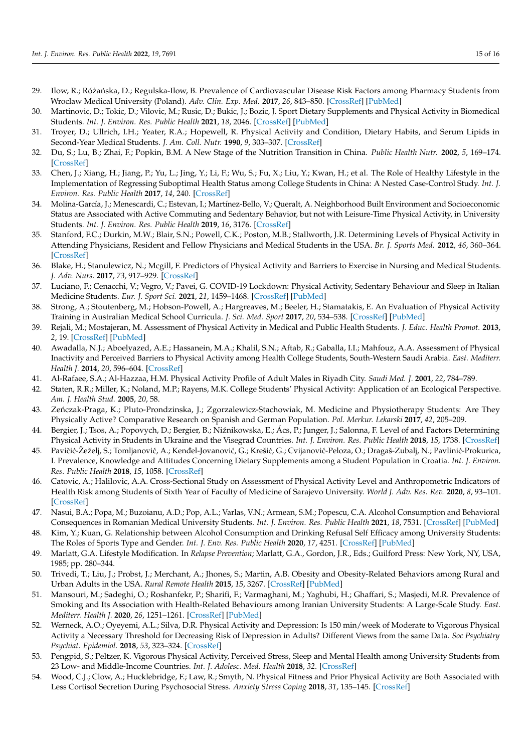29. Ilow, R.; Różańska, D.; Regulska-Ilow, B. Prevalence of Cardiovascular Disease Risk Factors among Pharmacy Students from Wroclaw Medical University (Poland). *Adv. Clin. Exp. Med.* **2017**, *26*, 843–850. [CrossRef] [PubMed]
30. Martinovic, D.; Tokic, D.; Vilovic, M.; Rusic, D.; Bukic, J.; Bozic, J. Sport Dietary Supplements and Physical Activity in Biomedical Students. *Int. J. Environ. Res. Public Health* **2021**, *18*, 2046. [CrossRef] [PubMed]
31. Troyer, D.; Ullrich, I.H.; Yeater, R.A.; Hopewell, R. Physical Activity and Condition, Dietary Habits, and Serum Lipids in Second-Year Medical Students. *J. Am. Coll. Nutr.* **1990**, *9*, 303–307. [CrossRef]
32. Du, S.; Lu, B.; Zhai, F.; Popkin, B.M. A New Stage of the Nutrition Transition in China. *Public Health Nutr.* **2002**, *5*, 169–174. [CrossRef]
33. Chen, J.; Xiang, H.; Jiang, P.; Yu, L.; Jing, Y.; Li, F.; Wu, S.; Fu, X.; Liu, Y.; Kwan, H.; et al. The Role of Healthy Lifestyle in the Implementation of Regressing Suboptimal Health Status among College Students in China: A Nested Case-Control Study. *Int. J. Environ. Res. Public Health* **2017**, *14*, 240. [CrossRef]
34. Molina-García, J.; Menescardi, C.; Estevan, I.; Martínez-Bello, V.; Queralt, A. Neighborhood Built Environment and Socioeconomic Status are Associated with Active Commuting and Sedentary Behavior, but not with Leisure-Time Physical Activity, in University Students. *Int. J. Environ. Res. Public Health* **2019**, *16*, 3176. [CrossRef]
35. Stanford, F.C.; Durkin, M.W.; Blair, S.N.; Powell, C.K.; Poston, M.B.; Stallworth, J.R. Determining Levels of Physical Activity in Attending Physicians, Resident and Fellow Physicians and Medical Students in the USA. *Br. J. Sports Med.* **2012**, *46*, 360–364. [CrossRef]
36. Blake, H.; Stanulewicz, N.; Mcgill, F. Predictors of Physical Activity and Barriers to Exercise in Nursing and Medical Students. *J. Adv. Nurs.* **2017**, *73*, 917–929. [CrossRef]
37. Luciano, F.; Cenacchi, V.; Vegro, V.; Pavei, G. COVID-19 Lockdown: Physical Activity, Sedentary Behaviour and Sleep in Italian Medicine Students. *Eur. J. Sport Sci.* **2021**, *21*, 1459–1468. [CrossRef] [PubMed]
38. Strong, A.; Stoutenberg, M.; Hobson-Powell, A.; Hargreaves, M.; Beeler, H.; Stamatakis, E. An Evaluation of Physical Activity Training in Australian Medical School Curricula. *J. Sci. Med. Sport* **2017**, *20*, 534–538. [CrossRef] [PubMed]
39. Rejali, M.; Mostajeran, M. Assessment of Physical Activity in Medical and Public Health Students. *J. Educ. Health Promot.* **2013**, *2*, 19. [CrossRef] [PubMed]
40. Awadalla, N.J.; Aboelyazed, A.E.; Hassanein, M.A.; Khalil, S.N.; Aftab, R.; Gaballa, I.I.; Mahfouz, A.A. Assessment of Physical Inactivity and Perceived Barriers to Physical Activity among Health College Students, South-Western Saudi Arabia. *East. Mediterr. Health J.* **2014**, *20*, 596–604. [CrossRef]
41. Al-Rafaee, S.A.; Al-Hazzaa, H.M. Physical Activity Profile of Adult Males in Riyadh City. *Saudi Med. J.* **2001**, *22*, 784–789.
42. Staten, R.R.; Miller, K.; Noland, M.P.; Rayens, M.K. College Students' Physical Activity: Application of an Ecological Perspective. *Am. J. Health Stud.* **2005**, *20*, 58.
43. Zeńczak-Praga, K.; Pluto-Prondzinska, J.; Zgorzalewicz-Stachowiak, M. Medicine and Physiotherapy Students: Are They Physically Active? Comparative Research on Spanish and German Population. *Pol. Merkur. Lekarski* **2017**, *42*, 205–209.
44. Bergier, J.; Tsos, A.; Popovych, D.; Bergier, B.; Niźnikowska, E.; Ács, P.; Junger, J.; Salonna, F. Level of and Factors Determining Physical Activity in Students in Ukraine and the Visegrad Countries. *Int. J. Environ. Res. Public Health* **2018**, *15*, 1738. [CrossRef]
45. Pavičić-Žeželj, S.; Tomljanović, A.; Kenđel-Jovanović, G.; Krešić, G.; Cvijanović-Peloza, O.; Dragaš-Zubalj, N.; Pavlinić-Prokurica, I. Prevalence, Knowledge and Attitudes Concerning Dietary Supplements among a Student Population in Croatia. *Int. J. Environ. Res. Public Health* **2018**, *15*, 1058. [CrossRef]
46. Catovic, A.; Halilovic, A.A. Cross-Sectional Study on Assessment of Physical Activity Level and Anthropometric Indicators of Health Risk among Students of Sixth Year of Faculty of Medicine of Sarajevo University. *World J. Adv. Res. Rev.* **2020**, *8*, 93–101. [CrossRef]
47. Nasui, B.A.; Popa, M.; Buzoianu, A.D.; Pop, A.L.; Varlas, V.N.; Armean, S.M.; Popescu, C.A. Alcohol Consumption and Behavioral Consequences in Romanian Medical University Students. *Int. J. Environ. Res. Public Health* **2021**, *18*, 7531. [CrossRef] [PubMed]
48. Kim, Y.; Kuan, G. Relationship between Alcohol Consumption and Drinking Refusal Self Efficacy among University Students: The Roles of Sports Type and Gender. *Int. J. Env. Res. Public Health* **2020**, *17*, 4251. [CrossRef] [PubMed]
49. Marlatt, G.A. Lifestyle Modification. In *Relapse Prevention*; Marlatt, G.A., Gordon, J.R., Eds.; Guilford Press: New York, NY, USA, 1985; pp. 280–344.
50. Trivedi, T.; Liu, J.; Probst, J.; Merchant, A.; Jhones, S.; Martin, A.B. Obesity and Obesity-Related Behaviors among Rural and Urban Adults in the USA. *Rural Remote Health* **2015**, *15*, 3267. [CrossRef] [PubMed]
51. Mansouri, M.; Sadeghi, O.; Roshanfekr, P.; Sharifi, F.; Varmaghani, M.; Yaghubi, H.; Ghaffari, S.; Masjedi, M.R. Prevalence of Smoking and Its Association with Health-Related Behaviours among Iranian University Students: A Large-Scale Study. *East. Mediterr. Health J.* **2020**, *26*, 1251–1261. [CrossRef] [PubMed]
52. Werneck, A.O.; Oyeyemi, A.L.; Silva, D.R. Physical Activity and Depression: Is 150 min/week of Moderate to Vigorous Physical Activity a Necessary Threshold for Decreasing Risk of Depression in Adults? Different Views from the same Data. *Soc Psychiatry Psychiat. Epidemiol.* **2018**, *53*, 323–324. [CrossRef]
53. Pengpid, S.; Peltzer, K. Vigorous Physical Activity, Perceived Stress, Sleep and Mental Health among University Students from 23 Low- and Middle-Income Countries. *Int. J. Adolesc. Med. Health* **2018**, *32*. [CrossRef]
54. Wood, C.J.; Clow, A.; Hucklebridge, F.; Law, R.; Smyth, N. Physical Fitness and Prior Physical Activity are Both Associated with Less Cortisol Secretion During Psychosocial Stress. *Anxiety Stress Coping* **2018**, *31*, 135–145. [CrossRef]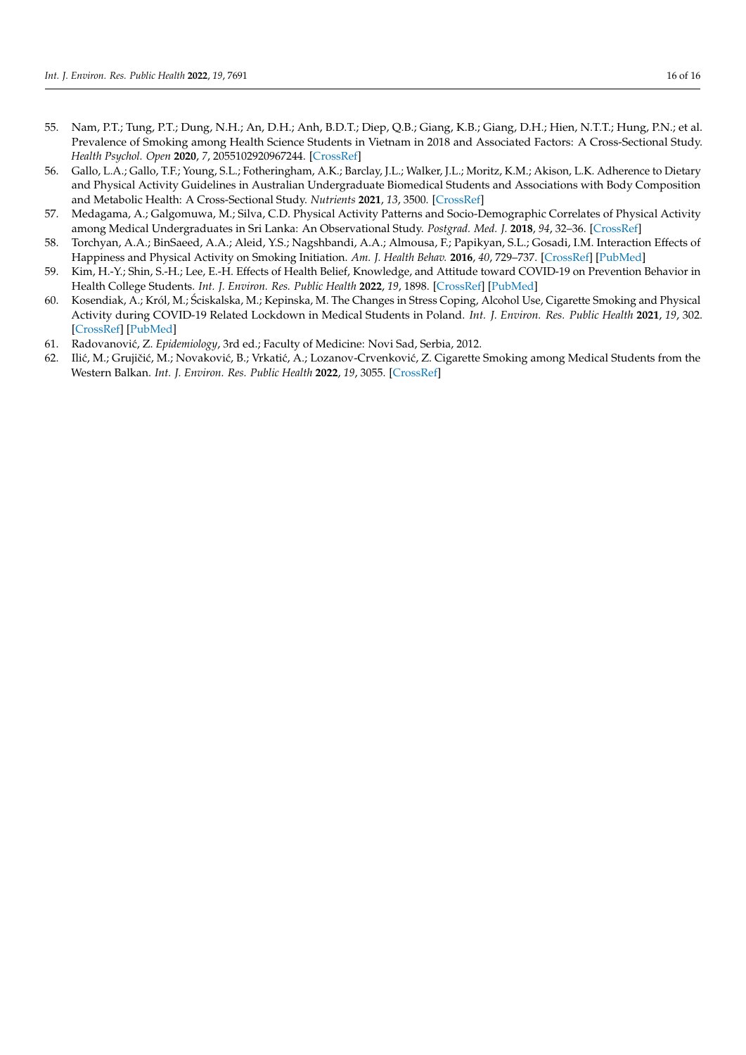55. Nam, P.T.; Tung, P.T.; Dung, N.H.; An, D.H.; Anh, B.D.T.; Diep, Q.B.; Giang, K.B.; Giang, D.H.; Hien, N.T.T.; Hung, P.N.; et al. Prevalence of Smoking among Health Science Students in Vietnam in 2018 and Associated Factors: A Cross-Sectional Study. *Health Psychol. Open* **2020**, *7*, 2055102920967244. [CrossRef]
56. Gallo, L.A.; Gallo, T.F.; Young, S.L.; Fotheringham, A.K.; Barclay, J.L.; Walker, J.L.; Moritz, K.M.; Akison, L.K. Adherence to Dietary and Physical Activity Guidelines in Australian Undergraduate Biomedical Students and Associations with Body Composition and Metabolic Health: A Cross-Sectional Study. *Nutrients* **2021**, *13*, 3500. [CrossRef]
57. Medagama, A.; Galgomuwa, M.; Silva, C.D. Physical Activity Patterns and Socio-Demographic Correlates of Physical Activity among Medical Undergraduates in Sri Lanka: An Observational Study. *Postgrad. Med. J.* **2018**, *94*, 32–36. [CrossRef]
58. Torchyan, A.A.; BinSaeed, A.A.; Aleid, Y.S.; Nagshbandi, A.A.; Almousa, F.; Papikyan, S.L.; Gosadi, I.M. Interaction Effects of Happiness and Physical Activity on Smoking Initiation. *Am. J. Health Behav.* **2016**, *40*, 729–737. [CrossRef] [PubMed]
59. Kim, H.-Y.; Shin, S.-H.; Lee, E.-H. Effects of Health Belief, Knowledge, and Attitude toward COVID-19 on Prevention Behavior in Health College Students. *Int. J. Environ. Res. Public Health* **2022**, *19*, 1898. [CrossRef] [PubMed]
60. Kosendiak, A.; Król, M.; Ściskalska, M.; Kepinska, M. The Changes in Stress Coping, Alcohol Use, Cigarette Smoking and Physical Activity during COVID-19 Related Lockdown in Medical Students in Poland. *Int. J. Environ. Res. Public Health* **2021**, *19*, 302. [CrossRef] [PubMed]
61. Radovanović, Z. *Epidemiology*, 3rd ed.; Faculty of Medicine: Novi Sad, Serbia, 2012.
62. Ilić, M.; Grujičić, M.; Novaković, B.; Vrkatić, A.; Lozanov-Crvenković, Z. Cigarette Smoking among Medical Students from the Western Balkan. *Int. J. Environ. Res. Public Health* **2022**, *19*, 3055. [CrossRef]